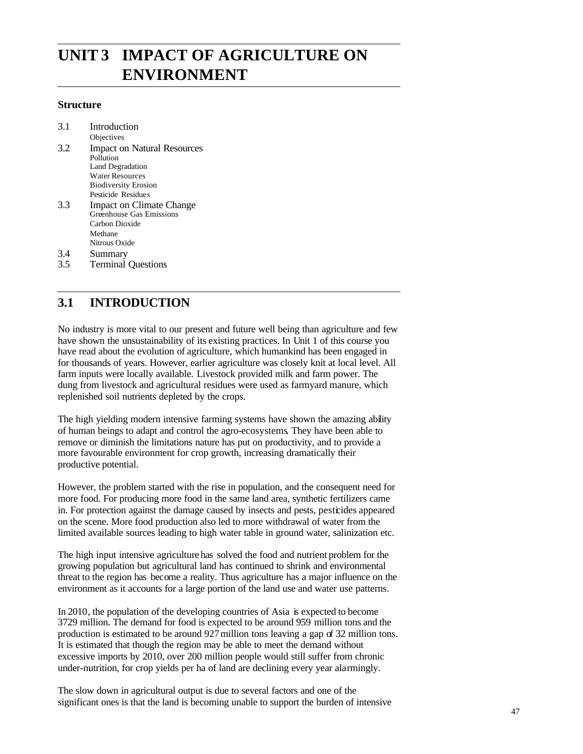# UNIT 3 IMPACT OF AGRICULTURE ON ENVIRONMENT

### Structure

3.1 Introduction
  Objectives

3.2 Impact on Natural Resources
  Pollution
  Land Degradation
  Water Resources
  Biodiversity Erosion
  Pesticide Residues

3.3 Impact on Climate Change
  Greenhouse Gas Emissions
  Carbon Dioxide
  Methane
  Nitrous Oxide

3.4 Summary

3.5 Terminal Questions

## 3.1 INTRODUCTION

No industry is more vital to our present and future well being than agriculture and few have shown the unsustainability of its existing practices. In Unit 1 of this course you have read about the evolution of agriculture, which humankind has been engaged in for thousands of years. However, earlier agriculture was closely knit at local level. All farm inputs were locally available. Livestock provided milk and farm power. The dung from livestock and agricultural residues were used as farmyard manure, which replenished soil nutrients depleted by the crops.

The high yielding modern intensive farming systems have shown the amazing ability of human beings to adapt and control the agro-ecosystems. They have been able to remove or diminish the limitations nature has put on productivity, and to provide a more favourable environment for crop growth, increasing dramatically their productive potential.

However, the problem started with the rise in population, and the consequent need for more food. For producing more food in the same land area, synthetic fertilizers came in. For protection against the damage caused by insects and pests, pesticides appeared on the scene. More food production also led to more withdrawal of water from the limited available sources leading to high water table in ground water, salinization etc.

The high input intensive agriculture has solved the food and nutrient problem for the growing population but agricultural land has continued to shrink and environmental threat to the region has become a reality. Thus agriculture has a major influence on the environment as it accounts for a large portion of the land use and water use patterns.

In 2010, the population of the developing countries of Asia is expected to become 3729 million. The demand for food is expected to be around 959 million tons and the production is estimated to be around 927 million tons leaving a gap of 32 million tons. It is estimated that though the region may be able to meet the demand without excessive imports by 2010, over 200 million people would still suffer from chronic under-nutrition, for crop yields per ha of land are declining every year alarmingly.

The slow down in agricultural output is due to several factors and one of the significant ones is that the land is becoming unable to support the burden of intensive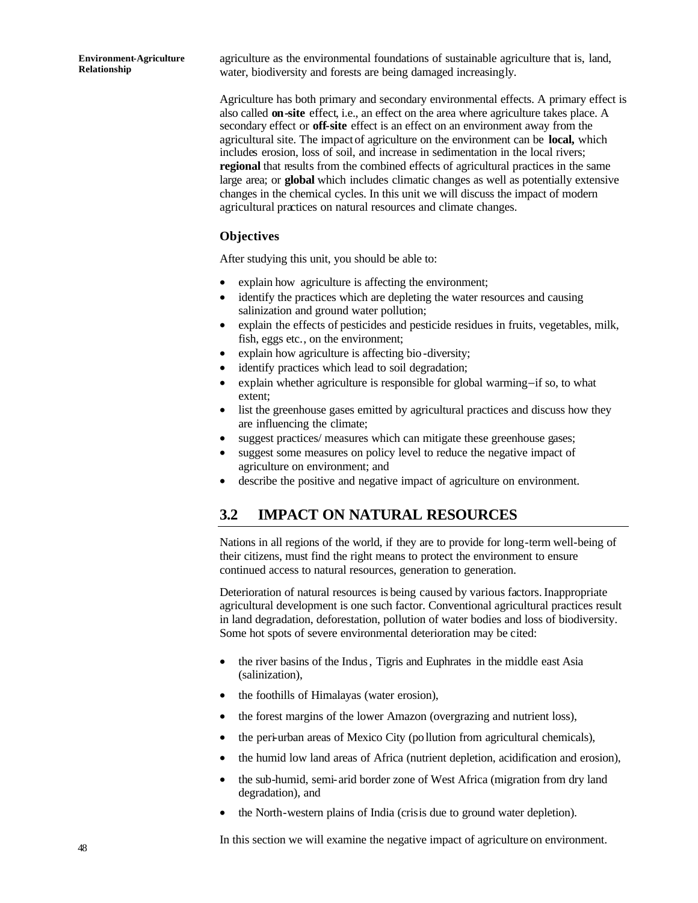agriculture as the environmental foundations of sustainable agriculture that is, land, water, biodiversity and forests are being damaged increasingly.

Agriculture has both primary and secondary environmental effects. A primary effect is also called **on-site** effect, i.e., an effect on the area where agriculture takes place. A secondary effect or **off-site** effect is an effect on an environment away from the agricultural site. The impact of agriculture on the environment can be **local,** which includes erosion, loss of soil, and increase in sedimentation in the local rivers; **regional** that results from the combined effects of agricultural practices in the same large area; or **global** which includes climatic changes as well as potentially extensive changes in the chemical cycles. In this unit we will discuss the impact of modern agricultural practices on natural resources and climate changes.

### Objectives

After studying this unit, you should be able to:

- explain how agriculture is affecting the environment;
- identify the practices which are depleting the water resources and causing salinization and ground water pollution;
- explain the effects of pesticides and pesticide residues in fruits, vegetables, milk, fish, eggs etc., on the environment;
- explain how agriculture is affecting bio-diversity;
- identify practices which lead to soil degradation;
- explain whether agriculture is responsible for global warming–if so, to what extent;
- list the greenhouse gases emitted by agricultural practices and discuss how they are influencing the climate;
- suggest practices/ measures which can mitigate these greenhouse gases;
- suggest some measures on policy level to reduce the negative impact of agriculture on environment; and
- describe the positive and negative impact of agriculture on environment.

## 3.2 IMPACT ON NATURAL RESOURCES

Nations in all regions of the world, if they are to provide for long-term well-being of their citizens, must find the right means to protect the environment to ensure continued access to natural resources, generation to generation.

Deterioration of natural resources is being caused by various factors. Inappropriate agricultural development is one such factor. Conventional agricultural practices result in land degradation, deforestation, pollution of water bodies and loss of biodiversity. Some hot spots of severe environmental deterioration may be cited:

- the river basins of the Indus, Tigris and Euphrates in the middle east Asia (salinization),
- the foothills of Himalayas (water erosion),
- the forest margins of the lower Amazon (overgrazing and nutrient loss),
- the peri-urban areas of Mexico City (pollution from agricultural chemicals),
- the humid low land areas of Africa (nutrient depletion, acidification and erosion),
- the sub-humid, semi-arid border zone of West Africa (migration from dry land degradation), and
- the North-western plains of India (crisis due to ground water depletion).

In this section we will examine the negative impact of agriculture on environment.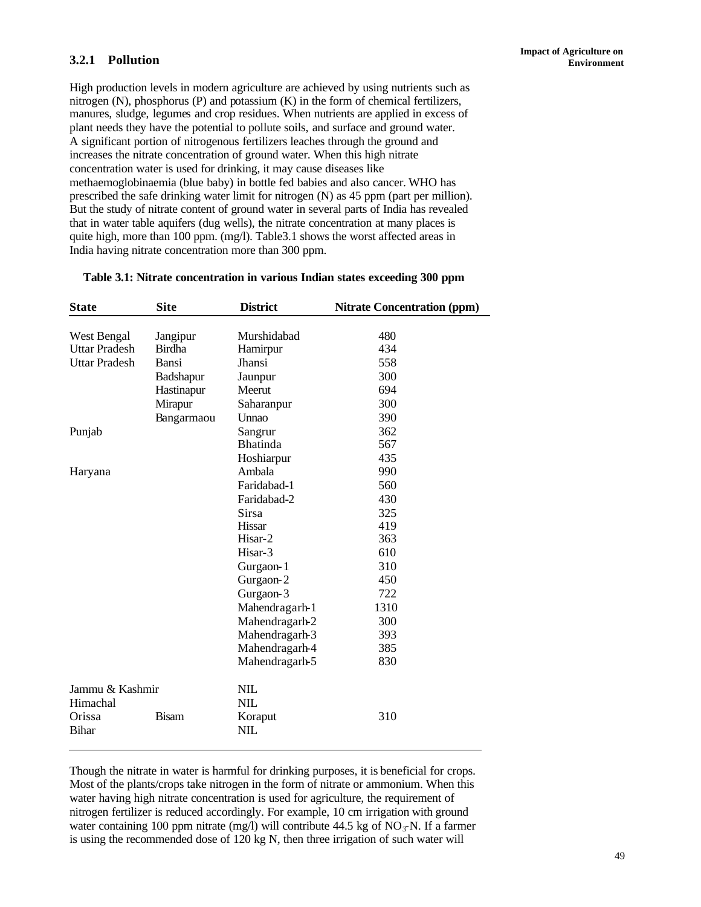### 3.2.1 Pollution

High production levels in modern agriculture are achieved by using nutrients such as nitrogen (N), phosphorus (P) and potassium (K) in the form of chemical fertilizers, manures, sludge, legumes and crop residues. When nutrients are applied in excess of plant needs they have the potential to pollute soils, and surface and ground water. A significant portion of nitrogenous fertilizers leaches through the ground and increases the nitrate concentration of ground water. When this high nitrate concentration water is used for drinking, it may cause diseases like methaemoglobinaemia (blue baby) in bottle fed babies and also cancer. WHO has prescribed the safe drinking water limit for nitrogen (N) as 45 ppm (part per million). But the study of nitrate content of ground water in several parts of India has revealed that in water table aquifers (dug wells), the nitrate concentration at many places is quite high, more than 100 ppm. (mg/l). Table3.1 shows the worst affected areas in India having nitrate concentration more than 300 ppm.

**Table 3.1: Nitrate concentration in various Indian states exceeding 300 ppm**

| State | Site | District | Nitrate Concentration (ppm) |
|---|---|---|---|
| West Bengal | Jangipur | Murshidabad | 480 |
| Uttar Pradesh | Birdha | Hamirpur | 434 |
| Uttar Pradesh | Bansi | Jhansi | 558 |
| | Badshapur | Jaunpur | 300 |
| | Hastinapur | Meerut | 694 |
| | Mirapur | Saharanpur | 300 |
| | Bangarmaou | Unnao | 390 |
| Punjab | | Sangrur | 362 |
| | | Bhatinda | 567 |
| | | Hoshiarpur | 435 |
| Haryana | | Ambala | 990 |
| | | Faridabad-1 | 560 |
| | | Faridabad-2 | 430 |
| | | Sirsa | 325 |
| | | Hissar | 419 |
| | | Hisar-2 | 363 |
| | | Hisar-3 | 610 |
| | | Gurgaon-1 | 310 |
| | | Gurgaon-2 | 450 |
| | | Gurgaon-3 | 722 |
| | | Mahendragarh-1 | 1310 |
| | | Mahendragarh-2 | 300 |
| | | Mahendragarh-3 | 393 |
| | | Mahendragarh-4 | 385 |
| | | Mahendragarh-5 | 830 |
| Jammu & Kashmir | | NIL | |
| Himachal | | NIL | |
| Orissa | Bisam | Koraput | 310 |
| Bihar | | NIL | |

Though the nitrate in water is harmful for drinking purposes, it is beneficial for crops. Most of the plants/crops take nitrogen in the form of nitrate or ammonium. When this water having high nitrate concentration is used for agriculture, the requirement of nitrogen fertilizer is reduced accordingly. For example, 10 cm irrigation with ground water containing 100 ppm nitrate (mg/l) will contribute 44.5 kg of $NO_3$-N. If a farmer is using the recommended dose of 120 kg N, then three irrigation of such water will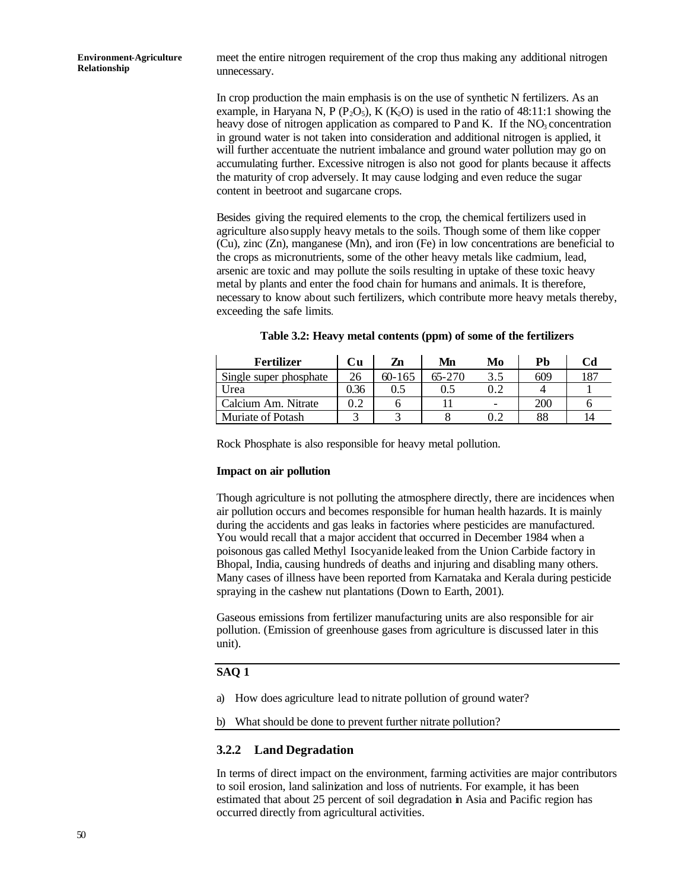meet the entire nitrogen requirement of the crop thus making any additional nitrogen unnecessary.

In crop production the main emphasis is on the use of synthetic N fertilizers. As an example, in Haryana N, P ($P_2O_5$), K ($K_2O$) is used in the ratio of 48:11:1 showing the heavy dose of nitrogen application as compared to P and K. If the $NO_3$ concentration in ground water is not taken into consideration and additional nitrogen is applied, it will further accentuate the nutrient imbalance and ground water pollution may go on accumulating further. Excessive nitrogen is also not good for plants because it affects the maturity of crop adversely. It may cause lodging and even reduce the sugar content in beetroot and sugarcane crops.

Besides giving the required elements to the crop, the chemical fertilizers used in agriculture also supply heavy metals to the soils. Though some of them like copper (Cu), zinc (Zn), manganese (Mn), and iron (Fe) in low concentrations are beneficial to the crops as micronutrients, some of the other heavy metals like cadmium, lead, arsenic are toxic and may pollute the soils resulting in uptake of these toxic heavy metal by plants and enter the food chain for humans and animals. It is therefore, necessary to know about such fertilizers, which contribute more heavy metals thereby, exceeding the safe limits.

**Table 3.2: Heavy metal contents (ppm) of some of the fertilizers**

| Fertilizer | Cu | Zn | Mn | Mo | Pb | Cd |
|---|---|---|---|---|---|---|
| Single super phosphate | 26 | 60-165 | 65-270 | 3.5 | 609 | 187 |
| Urea | 0.36 | 0.5 | 0.5 | 0.2 | 4 | 1 |
| Calcium Am. Nitrate | 0.2 | 6 | 11 | - | 200 | 6 |
| Muriate of Potash | 3 | 3 | 8 | 0.2 | 88 | 14 |

Rock Phosphate is also responsible for heavy metal pollution.

**Impact on air pollution**

Though agriculture is not polluting the atmosphere directly, there are incidences when air pollution occurs and becomes responsible for human health hazards. It is mainly during the accidents and gas leaks in factories where pesticides are manufactured. You would recall that a major accident that occurred in December 1984 when a poisonous gas called Methyl Isocyanide leaked from the Union Carbide factory in Bhopal, India, causing hundreds of deaths and injuring and disabling many others. Many cases of illness have been reported from Karnataka and Kerala during pesticide spraying in the cashew nut plantations (Down to Earth, 2001).

Gaseous emissions from fertilizer manufacturing units are also responsible for air pollution. (Emission of greenhouse gases from agriculture is discussed later in this unit).

**SAQ 1**

a) How does agriculture lead to nitrate pollution of ground water?

b) What should be done to prevent further nitrate pollution?

### 3.2.2 Land Degradation

In terms of direct impact on the environment, farming activities are major contributors to soil erosion, land salinization and loss of nutrients. For example, it has been estimated that about 25 percent of soil degradation in Asia and Pacific region has occurred directly from agricultural activities.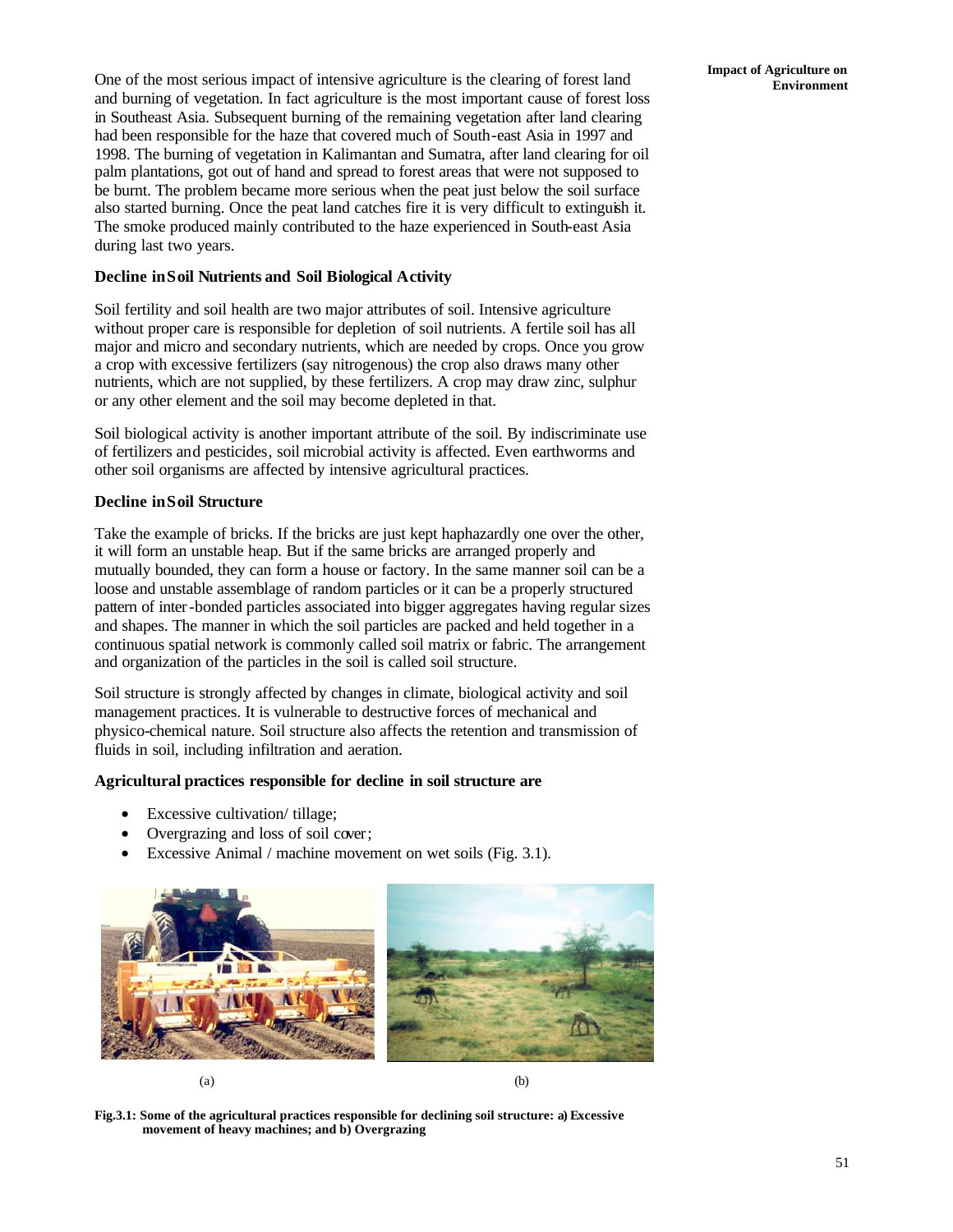One of the most serious impact of intensive agriculture is the clearing of forest land and burning of vegetation. In fact agriculture is the most important cause of forest loss in Southeast Asia. Subsequent burning of the remaining vegetation after land clearing had been responsible for the haze that covered much of South-east Asia in 1997 and 1998. The burning of vegetation in Kalimantan and Sumatra, after land clearing for oil palm plantations, got out of hand and spread to forest areas that were not supposed to be burnt. The problem became more serious when the peat just below the soil surface also started burning. Once the peat land catches fire it is very difficult to extinguish it. The smoke produced mainly contributed to the haze experienced in South-east Asia during last two years.

**Decline in Soil Nutrients and Soil Biological Activity**

Soil fertility and soil health are two major attributes of soil. Intensive agriculture without proper care is responsible for depletion of soil nutrients. A fertile soil has all major and micro and secondary nutrients, which are needed by crops. Once you grow a crop with excessive fertilizers (say nitrogenous) the crop also draws many other nutrients, which are not supplied, by these fertilizers. A crop may draw zinc, sulphur or any other element and the soil may become depleted in that.

Soil biological activity is another important attribute of the soil. By indiscriminate use of fertilizers and pesticides, soil microbial activity is affected. Even earthworms and other soil organisms are affected by intensive agricultural practices.

**Decline in Soil Structure**

Take the example of bricks. If the bricks are just kept haphazardly one over the other, it will form an unstable heap. But if the same bricks are arranged properly and mutually bounded, they can form a house or factory. In the same manner soil can be a loose and unstable assemblage of random particles or it can be a properly structured pattern of inter-bonded particles associated into bigger aggregates having regular sizes and shapes. The manner in which the soil particles are packed and held together in a continuous spatial network is commonly called soil matrix or fabric. The arrangement and organization of the particles in the soil is called soil structure.

Soil structure is strongly affected by changes in climate, biological activity and soil management practices. It is vulnerable to destructive forces of mechanical and physico-chemical nature. Soil structure also affects the retention and transmission of fluids in soil, including infiltration and aeration.

**Agricultural practices responsible for decline in soil structure are**

- Excessive cultivation/ tillage;
- Overgrazing and loss of soil cover;
- Excessive Animal / machine movement on wet soils (Fig. 3.1).

(a) (b)

**Fig.3.1: Some of the agricultural practices responsible for declining soil structure: a) Excessive movement of heavy machines; and b) Overgrazing**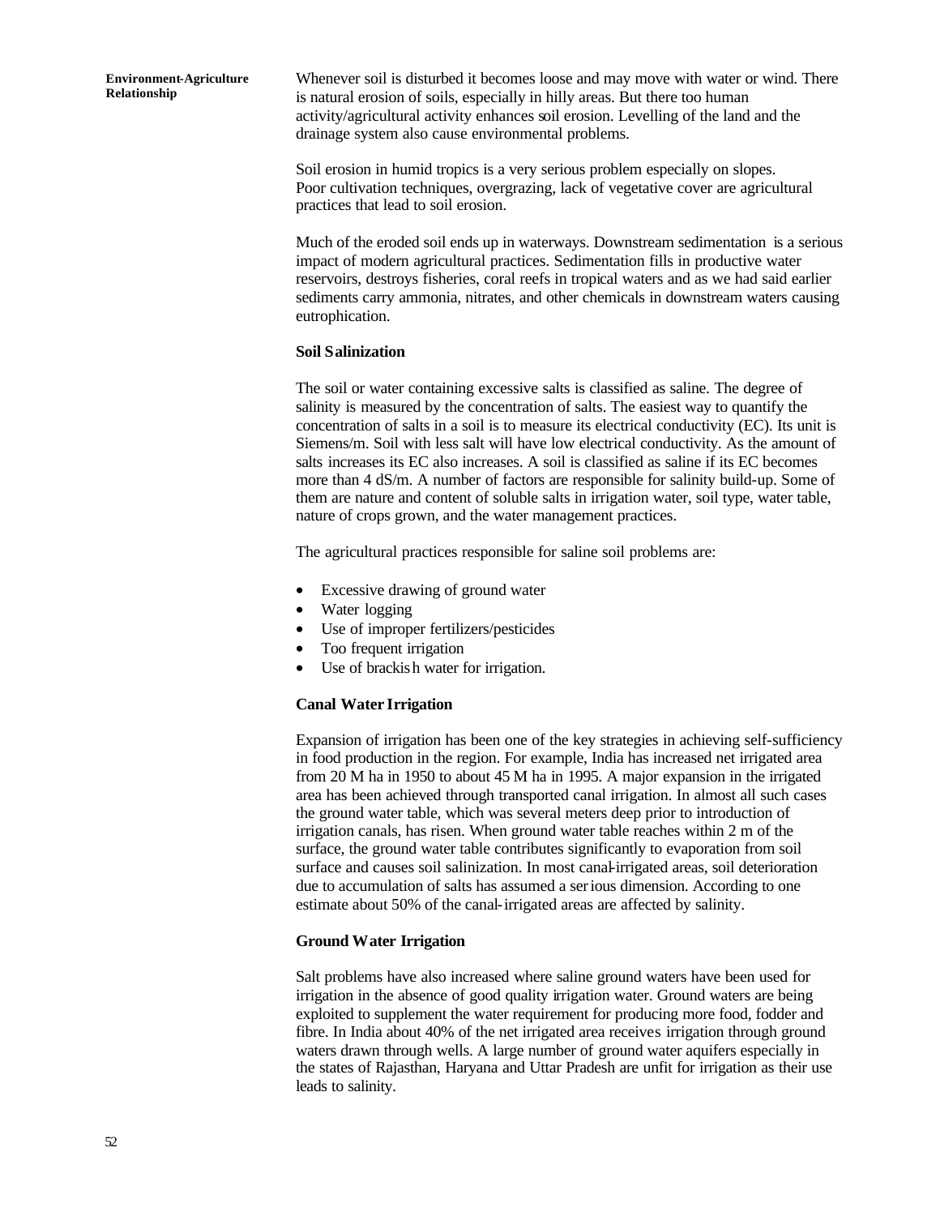Whenever soil is disturbed it becomes loose and may move with water or wind. There is natural erosion of soils, especially in hilly areas. But there too human activity/agricultural activity enhances soil erosion. Levelling of the land and the drainage system also cause environmental problems.

Soil erosion in humid tropics is a very serious problem especially on slopes. Poor cultivation techniques, overgrazing, lack of vegetative cover are agricultural practices that lead to soil erosion.

Much of the eroded soil ends up in waterways. Downstream sedimentation is a serious impact of modern agricultural practices. Sedimentation fills in productive water reservoirs, destroys fisheries, coral reefs in tropical waters and as we had said earlier sediments carry ammonia, nitrates, and other chemicals in downstream waters causing eutrophication.

### Soil Salinization

The soil or water containing excessive salts is classified as saline. The degree of salinity is measured by the concentration of salts. The easiest way to quantify the concentration of salts in a soil is to measure its electrical conductivity (EC). Its unit is Siemens/m. Soil with less salt will have low electrical conductivity. As the amount of salts increases its EC also increases. A soil is classified as saline if its EC becomes more than 4 dS/m. A number of factors are responsible for salinity build-up. Some of them are nature and content of soluble salts in irrigation water, soil type, water table, nature of crops grown, and the water management practices.

The agricultural practices responsible for saline soil problems are:

- Excessive drawing of ground water
- Water logging
- Use of improper fertilizers/pesticides
- Too frequent irrigation
- Use of brackish water for irrigation.

### Canal Water Irrigation

Expansion of irrigation has been one of the key strategies in achieving self-sufficiency in food production in the region. For example, India has increased net irrigated area from 20 M ha in 1950 to about 45 M ha in 1995. A major expansion in the irrigated area has been achieved through transported canal irrigation. In almost all such cases the ground water table, which was several meters deep prior to introduction of irrigation canals, has risen. When ground water table reaches within 2 m of the surface, the ground water table contributes significantly to evaporation from soil surface and causes soil salinization. In most canal-irrigated areas, soil deterioration due to accumulation of salts has assumed a serious dimension. According to one estimate about 50% of the canal-irrigated areas are affected by salinity.

### Ground Water Irrigation

Salt problems have also increased where saline ground waters have been used for irrigation in the absence of good quality irrigation water. Ground waters are being exploited to supplement the water requirement for producing more food, fodder and fibre. In India about 40% of the net irrigated area receives irrigation through ground waters drawn through wells. A large number of ground water aquifers especially in the states of Rajasthan, Haryana and Uttar Pradesh are unfit for irrigation as their use leads to salinity.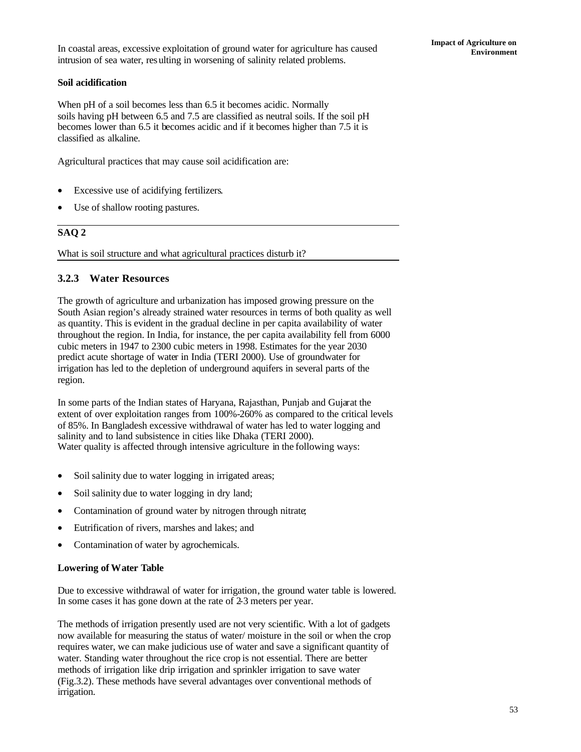In coastal areas, excessive exploitation of ground water for agriculture has caused intrusion of sea water, resulting in worsening of salinity related problems.

**Soil acidification**

When pH of a soil becomes less than 6.5 it becomes acidic. Normally soils having pH between 6.5 and 7.5 are classified as neutral soils. If the soil pH becomes lower than 6.5 it becomes acidic and if it becomes higher than 7.5 it is classified as alkaline.

Agricultural practices that may cause soil acidification are:

- Excessive use of acidifying fertilizers.
- Use of shallow rooting pastures.

---

**SAQ 2**

What is soil structure and what agricultural practices disturb it?

---

### 3.2.3 Water Resources

The growth of agriculture and urbanization has imposed growing pressure on the South Asian region's already strained water resources in terms of both quality as well as quantity. This is evident in the gradual decline in per capita availability of water throughout the region. In India, for instance, the per capita availability fell from 6000 cubic meters in 1947 to 2300 cubic meters in 1998. Estimates for the year 2030 predict acute shortage of water in India (TERI 2000). Use of groundwater for irrigation has led to the depletion of underground aquifers in several parts of the region.

In some parts of the Indian states of Haryana, Rajasthan, Punjab and Gujarat the extent of over exploitation ranges from 100%-260% as compared to the critical levels of 85%. In Bangladesh excessive withdrawal of water has led to water logging and salinity and to land subsistence in cities like Dhaka (TERI 2000).
Water quality is affected through intensive agriculture in the following ways:

- Soil salinity due to water logging in irrigated areas;
- Soil salinity due to water logging in dry land;
- Contamination of ground water by nitrogen through nitrate;
- Eutrification of rivers, marshes and lakes; and
- Contamination of water by agrochemicals.

**Lowering of Water Table**

Due to excessive withdrawal of water for irrigation, the ground water table is lowered. In some cases it has gone down at the rate of 2-3 meters per year.

The methods of irrigation presently used are not very scientific. With a lot of gadgets now available for measuring the status of water/ moisture in the soil or when the crop requires water, we can make judicious use of water and save a significant quantity of water. Standing water throughout the rice crop is not essential. There are better methods of irrigation like drip irrigation and sprinkler irrigation to save water (Fig.3.2). These methods have several advantages over conventional methods of irrigation.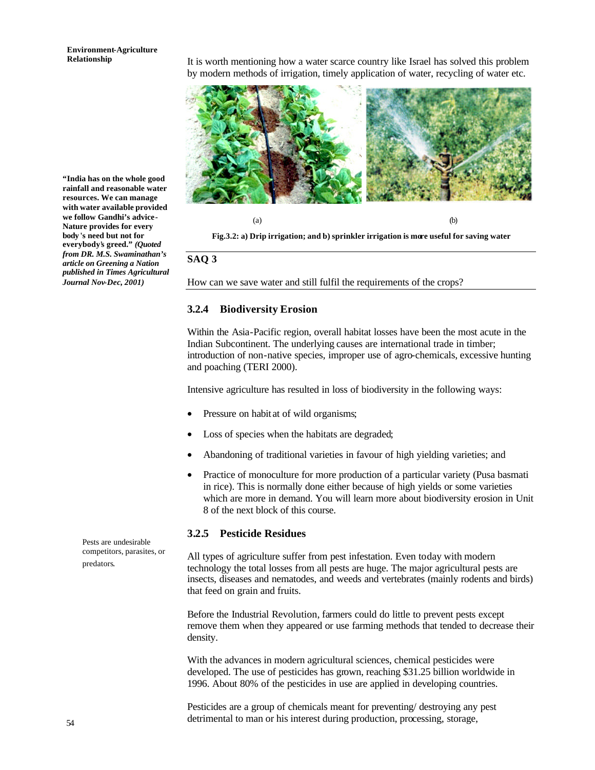It is worth mentioning how a water scarce country like Israel has solved this problem by modern methods of irrigation, timely application of water, recycling of water etc.

**"India has on the whole good rainfall and reasonable water resources. We can manage with water available provided we follow Gandhi's advice- Nature provides for every body's need but not for everybody's greed."** ***(Quoted from DR. M.S. Swaminathan's article on Greening a Nation published in Times Agricultural Journal Nov-Dec, 2001)***

(a) (b)

**Fig.3.2: a) Drip irrigation; and b) sprinkler irrigation is more useful for saving water**

**SAQ 3**

How can we save water and still fulfil the requirements of the crops?

### 3.2.4 Biodiversity Erosion

Within the Asia-Pacific region, overall habitat losses have been the most acute in the Indian Subcontinent. The underlying causes are international trade in timber; introduction of non-native species, improper use of agro-chemicals, excessive hunting and poaching (TERI 2000).

Intensive agriculture has resulted in loss of biodiversity in the following ways:

- Pressure on habitat of wild organisms;
- Loss of species when the habitats are degraded;
- Abandoning of traditional varieties in favour of high yielding varieties; and
- Practice of monoculture for more production of a particular variety (Pusa basmati in rice). This is normally done either because of high yields or some varieties which are more in demand. You will learn more about biodiversity erosion in Unit 8 of the next block of this course.

### 3.2.5 Pesticide Residues

Pests are undesirable competitors, parasites, or predators.

All types of agriculture suffer from pest infestation. Even today with modern technology the total losses from all pests are huge. The major agricultural pests are insects, diseases and nematodes, and weeds and vertebrates (mainly rodents and birds) that feed on grain and fruits.

Before the Industrial Revolution, farmers could do little to prevent pests except remove them when they appeared or use farming methods that tended to decrease their density.

With the advances in modern agricultural sciences, chemical pesticides were developed. The use of pesticides has grown, reaching $31.25 billion worldwide in 1996. About 80% of the pesticides in use are applied in developing countries.

Pesticides are a group of chemicals meant for preventing/ destroying any pest detrimental to man or his interest during production, processing, storage,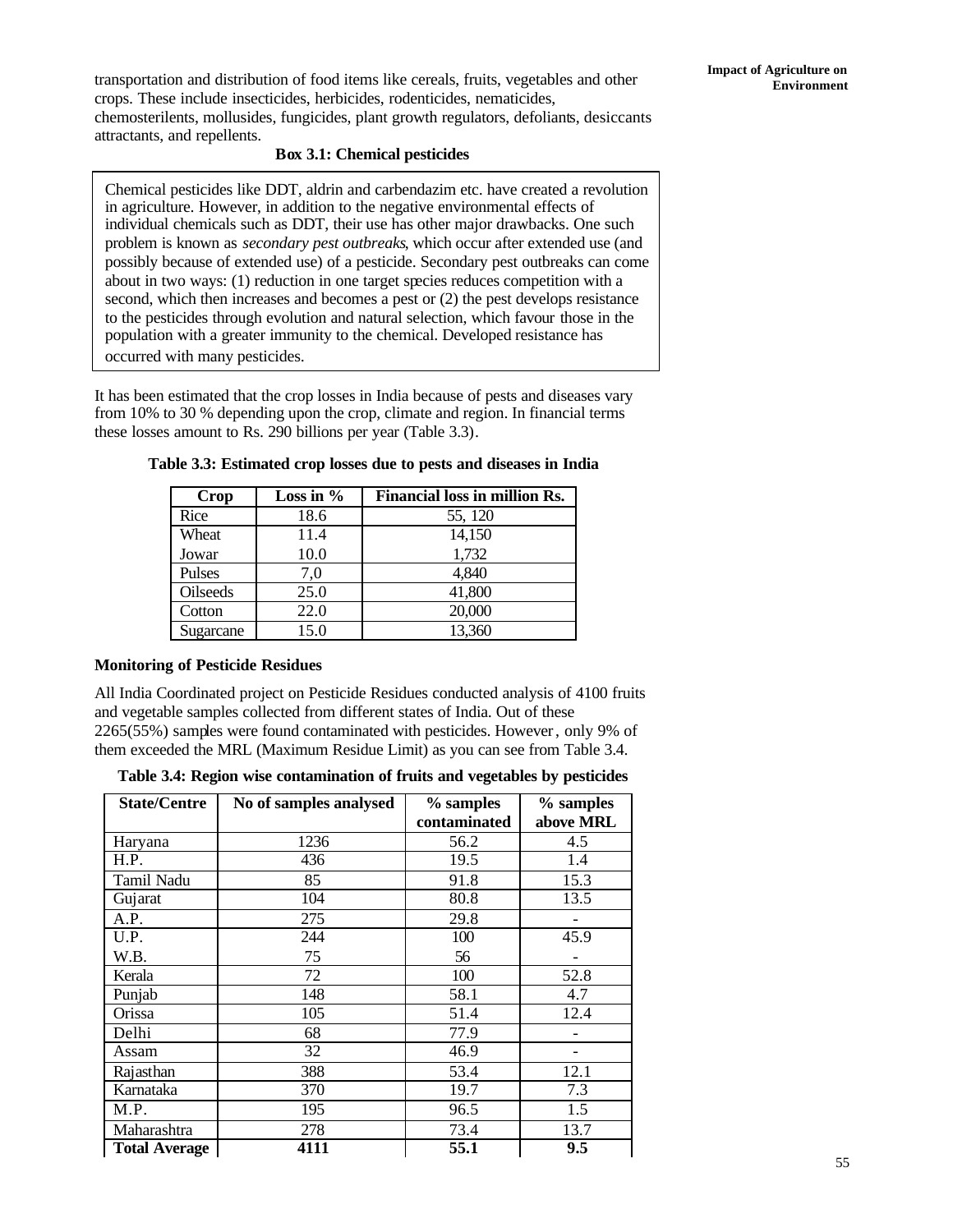transportation and distribution of food items like cereals, fruits, vegetables and other crops. These include insecticides, herbicides, rodenticides, nematicides, chemosterilents, mollusides, fungicides, plant growth regulators, defoliants, desiccants attractants, and repellents.

**Box 3.1: Chemical pesticides**

> Chemical pesticides like DDT, aldrin and carbendazim etc. have created a revolution in agriculture. However, in addition to the negative environmental effects of individual chemicals such as DDT, their use has other major drawbacks. One such problem is known as *secondary pest outbreaks*, which occur after extended use (and possibly because of extended use) of a pesticide. Secondary pest outbreaks can come about in two ways: (1) reduction in one target species reduces competition with a second, which then increases and becomes a pest or (2) the pest develops resistance to the pesticides through evolution and natural selection, which favour those in the population with a greater immunity to the chemical. Developed resistance has occurred with many pesticides.

It has been estimated that the crop losses in India because of pests and diseases vary from 10% to 30 % depending upon the crop, climate and region. In financial terms these losses amount to Rs. 290 billions per year (Table 3.3).

**Table 3.3: Estimated crop losses due to pests and diseases in India**

| Crop | Loss in % | Financial loss in million Rs. |
|---|---|---|
| Rice | 18.6 | 55, 120 |
| Wheat | 11.4 | 14,150 |
| Jowar | 10.0 | 1,732 |
| Pulses | 7,0 | 4,840 |
| Oilseeds | 25.0 | 41,800 |
| Cotton | 22.0 | 20,000 |
| Sugarcane | 15.0 | 13,360 |

**Monitoring of Pesticide Residues**

All India Coordinated project on Pesticide Residues conducted analysis of 4100 fruits and vegetable samples collected from different states of India. Out of these 2265(55%) samples were found contaminated with pesticides. However, only 9% of them exceeded the MRL (Maximum Residue Limit) as you can see from Table 3.4.

**Table 3.4: Region wise contamination of fruits and vegetables by pesticides**

| State/Centre | No of samples analysed | % samples contaminated | % samples above MRL |
|---|---|---|---|
| Haryana | 1236 | 56.2 | 4.5 |
| H.P. | 436 | 19.5 | 1.4 |
| Tamil Nadu | 85 | 91.8 | 15.3 |
| Gujarat | 104 | 80.8 | 13.5 |
| A.P. | 275 | 29.8 | - |
| U.P. | 244 | 100 | 45.9 |
| W.B. | 75 | 56 | - |
| Kerala | 72 | 100 | 52.8 |
| Punjab | 148 | 58.1 | 4.7 |
| Orissa | 105 | 51.4 | 12.4 |
| Delhi | 68 | 77.9 | - |
| Assam | 32 | 46.9 | - |
| Rajasthan | 388 | 53.4 | 12.1 |
| Karnataka | 370 | 19.7 | 7.3 |
| M.P. | 195 | 96.5 | 1.5 |
| Maharashtra | 278 | 73.4 | 13.7 |
| **Total Average** | **4111** | **55.1** | **9.5** |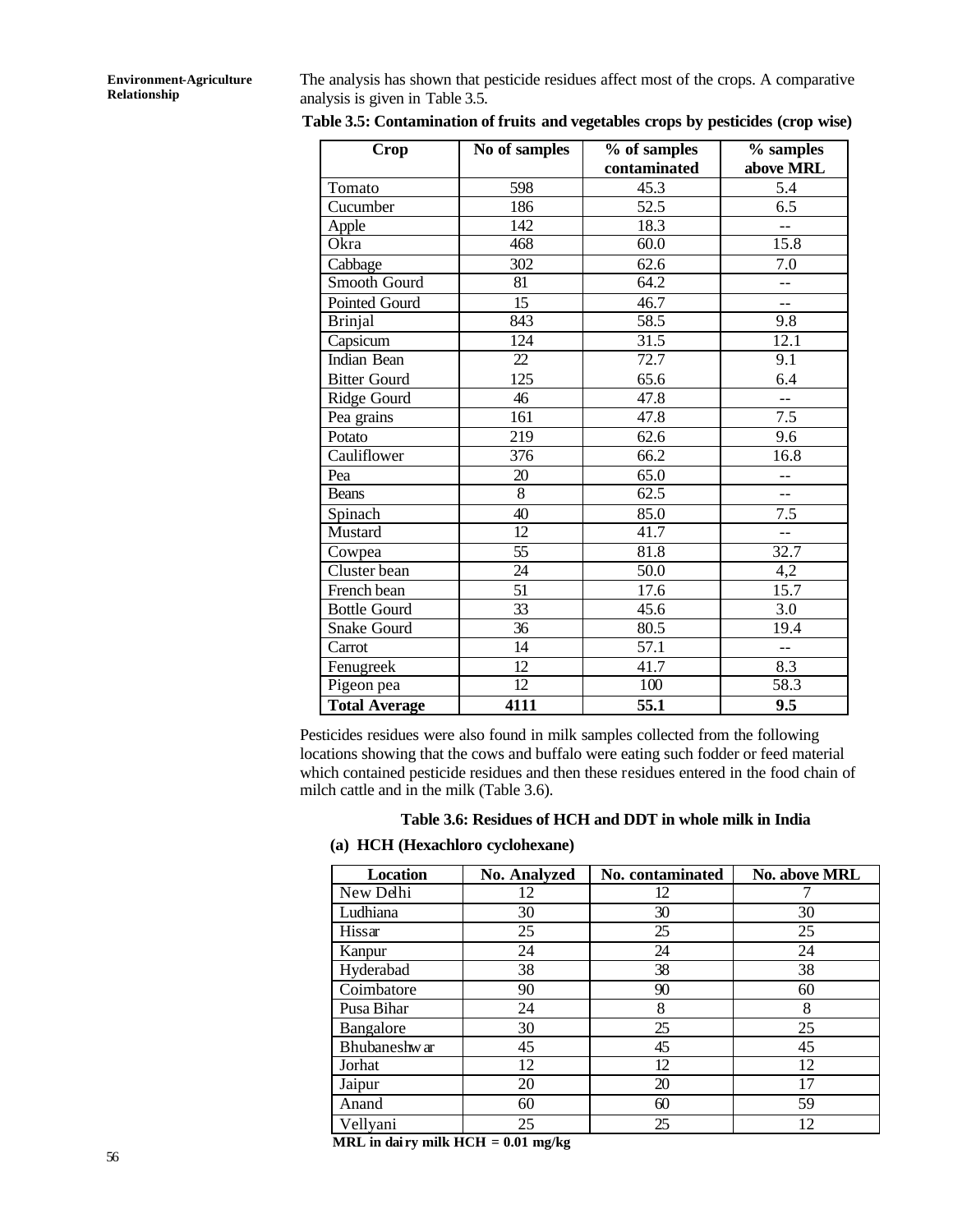The analysis has shown that pesticide residues affect most of the crops. A comparative analysis is given in Table 3.5.

**Table 3.5: Contamination of fruits and vegetables crops by pesticides (crop wise)**

| Crop | No of samples | % of samples contaminated | % samples above MRL |
|---|---|---|---|
| Tomato | 598 | 45.3 | 5.4 |
| Cucumber | 186 | 52.5 | 6.5 |
| Apple | 142 | 18.3 | -- |
| Okra | 468 | 60.0 | 15.8 |
| Cabbage | 302 | 62.6 | 7.0 |
| Smooth Gourd | 81 | 64.2 | -- |
| Pointed Gourd | 15 | 46.7 | -- |
| Brinjal | 843 | 58.5 | 9.8 |
| Capsicum | 124 | 31.5 | 12.1 |
| Indian Bean | 22 | 72.7 | 9.1 |
| Bitter Gourd | 125 | 65.6 | 6.4 |
| Ridge Gourd | 46 | 47.8 | -- |
| Pea grains | 161 | 47.8 | 7.5 |
| Potato | 219 | 62.6 | 9.6 |
| Cauliflower | 376 | 66.2 | 16.8 |
| Pea | 20 | 65.0 | -- |
| Beans | 8 | 62.5 | -- |
| Spinach | 40 | 85.0 | 7.5 |
| Mustard | 12 | 41.7 | -- |
| Cowpea | 55 | 81.8 | 32.7 |
| Cluster bean | 24 | 50.0 | 4,2 |
| French bean | 51 | 17.6 | 15.7 |
| Bottle Gourd | 33 | 45.6 | 3.0 |
| Snake Gourd | 36 | 80.5 | 19.4 |
| Carrot | 14 | 57.1 | -- |
| Fenugreek | 12 | 41.7 | 8.3 |
| Pigeon pea | 12 | 100 | 58.3 |
| **Total Average** | **4111** | **55.1** | **9.5** |

Pesticides residues were also found in milk samples collected from the following locations showing that the cows and buffalo were eating such fodder or feed material which contained pesticide residues and then these residues entered in the food chain of milch cattle and in the milk (Table 3.6).

**Table 3.6: Residues of HCH and DDT in whole milk in India**

**(a) HCH (Hexachloro cyclohexane)**

| Location | No. Analyzed | No. contaminated | No. above MRL |
|---|---|---|---|
| New Delhi | 12 | 12 | 7 |
| Ludhiana | 30 | 30 | 30 |
| Hissar | 25 | 25 | 25 |
| Kanpur | 24 | 24 | 24 |
| Hyderabad | 38 | 38 | 38 |
| Coimbatore | 90 | 90 | 60 |
| Pusa Bihar | 24 | 8 | 8 |
| Bangalore | 30 | 25 | 25 |
| Bhubaneshwar | 45 | 45 | 45 |
| Jorhat | 12 | 12 | 12 |
| Jaipur | 20 | 20 | 17 |
| Anand | 60 | 60 | 59 |
| Vellyani | 25 | 25 | 12 |

**MRL in dairy milk HCH = 0.01 mg/kg**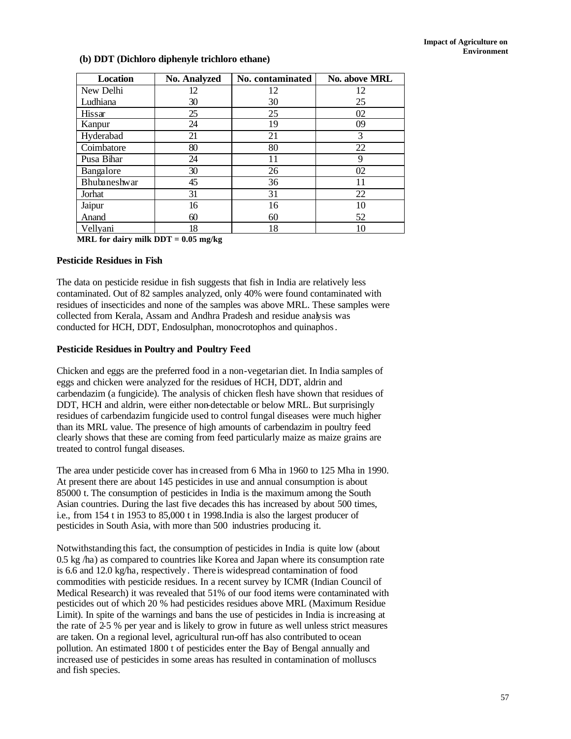**(b) DDT (Dichloro diphenyle trichloro ethane)**

| Location | No. Analyzed | No. contaminated | No. above MRL |
|---|---|---|---|
| New Delhi | 12 | 12 | 12 |
| Ludhiana | 30 | 30 | 25 |
| Hissar | 25 | 25 | 02 |
| Kanpur | 24 | 19 | 09 |
| Hyderabad | 21 | 21 | 3 |
| Coimbatore | 80 | 80 | 22 |
| Pusa Bihar | 24 | 11 | 9 |
| Bangalore | 30 | 26 | 02 |
| Bhubaneshwar | 45 | 36 | 11 |
| Jorhat | 31 | 31 | 22 |
| Jaipur | 16 | 16 | 10 |
| Anand | 60 | 60 | 52 |
| Vellyani | 18 | 18 | 10 |

**MRL for dairy milk DDT = 0.05 mg/kg**

**Pesticide Residues in Fish**

The data on pesticide residue in fish suggests that fish in India are relatively less contaminated. Out of 82 samples analyzed, only 40% were found contaminated with residues of insecticides and none of the samples was above MRL. These samples were collected from Kerala, Assam and Andhra Pradesh and residue analysis was conducted for HCH, DDT, Endosulphan, monocrotophos and quinaphos.

**Pesticide Residues in Poultry and Poultry Feed**

Chicken and eggs are the preferred food in a non-vegetarian diet. In India samples of eggs and chicken were analyzed for the residues of HCH, DDT, aldrin and carbendazim (a fungicide). The analysis of chicken flesh have shown that residues of DDT, HCH and aldrin, were either non-detectable or below MRL. But surprisingly residues of carbendazim fungicide used to control fungal diseases were much higher than its MRL value. The presence of high amounts of carbendazim in poultry feed clearly shows that these are coming from feed particularly maize as maize grains are treated to control fungal diseases.

The area under pesticide cover has increased from 6 Mha in 1960 to 125 Mha in 1990. At present there are about 145 pesticides in use and annual consumption is about 85000 t. The consumption of pesticides in India is the maximum among the South Asian countries. During the last five decades this has increased by about 500 times, i.e., from 154 t in 1953 to 85,000 t in 1998.India is also the largest producer of pesticides in South Asia, with more than 500 industries producing it.

Notwithstanding this fact, the consumption of pesticides in India is quite low (about 0.5 kg /ha) as compared to countries like Korea and Japan where its consumption rate is 6.6 and 12.0 kg/ha, respectively. There is widespread contamination of food commodities with pesticide residues. In a recent survey by ICMR (Indian Council of Medical Research) it was revealed that 51% of our food items were contaminated with pesticides out of which 20 % had pesticides residues above MRL (Maximum Residue Limit). In spite of the warnings and bans the use of pesticides in India is increasing at the rate of 2-5 % per year and is likely to grow in future as well unless strict measures are taken. On a regional level, agricultural run-off has also contributed to ocean pollution. An estimated 1800 t of pesticides enter the Bay of Bengal annually and increased use of pesticides in some areas has resulted in contamination of molluscs and fish species.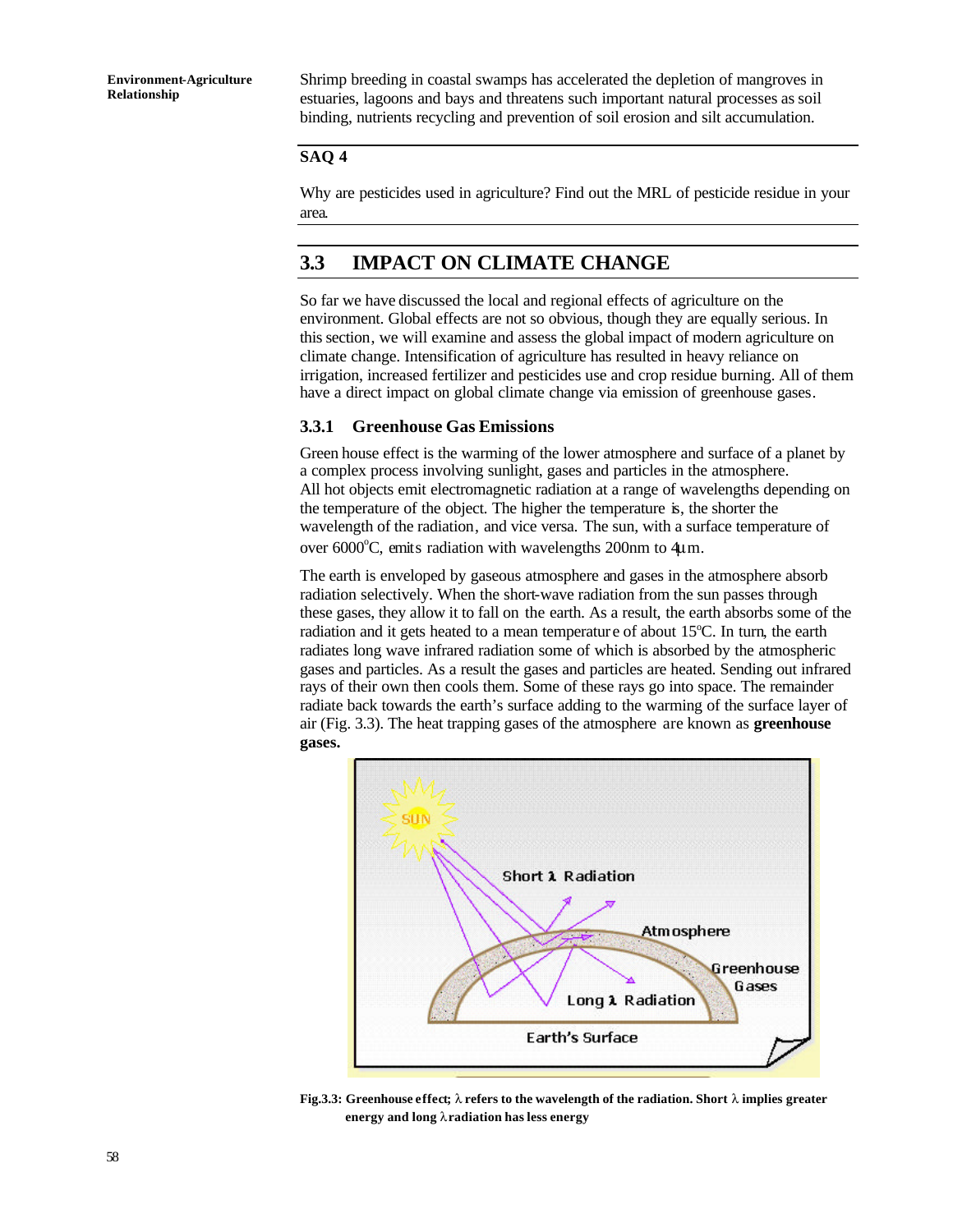Shrimp breeding in coastal swamps has accelerated the depletion of mangroves in estuaries, lagoons and bays and threatens such important natural processes as soil binding, nutrients recycling and prevention of soil erosion and silt accumulation.

**SAQ 4**

Why are pesticides used in agriculture? Find out the MRL of pesticide residue in your area.

## 3.3 IMPACT ON CLIMATE CHANGE

So far we have discussed the local and regional effects of agriculture on the environment. Global effects are not so obvious, though they are equally serious. In this section, we will examine and assess the global impact of modern agriculture on climate change. Intensification of agriculture has resulted in heavy reliance on irrigation, increased fertilizer and pesticides use and crop residue burning. All of them have a direct impact on global climate change via emission of greenhouse gases.

### 3.3.1 Greenhouse Gas Emissions

Green house effect is the warming of the lower atmosphere and surface of a planet by a complex process involving sunlight, gases and particles in the atmosphere. All hot objects emit electromagnetic radiation at a range of wavelengths depending on the temperature of the object. The higher the temperature is, the shorter the wavelength of the radiation, and vice versa. The sun, with a surface temperature of over 6000°C, emits radiation with wavelengths 200nm to 4μm.

The earth is enveloped by gaseous atmosphere and gases in the atmosphere absorb radiation selectively. When the short-wave radiation from the sun passes through these gases, they allow it to fall on the earth. As a result, the earth absorbs some of the radiation and it gets heated to a mean temperature of about 15°C. In turn, the earth radiates long wave infrared radiation some of which is absorbed by the atmospheric gases and particles. As a result the gases and particles are heated. Sending out infrared rays of their own then cools them. Some of these rays go into space. The remainder radiate back towards the earth's surface adding to the warming of the surface layer of air (Fig. 3.3). The heat trapping gases of the atmosphere are known as **greenhouse gases.**

**Fig.3.3: Greenhouse effect; $\lambda$ refers to the wavelength of the radiation. Short $\lambda$ implies greater energy and long $\lambda$ radiation has less energy**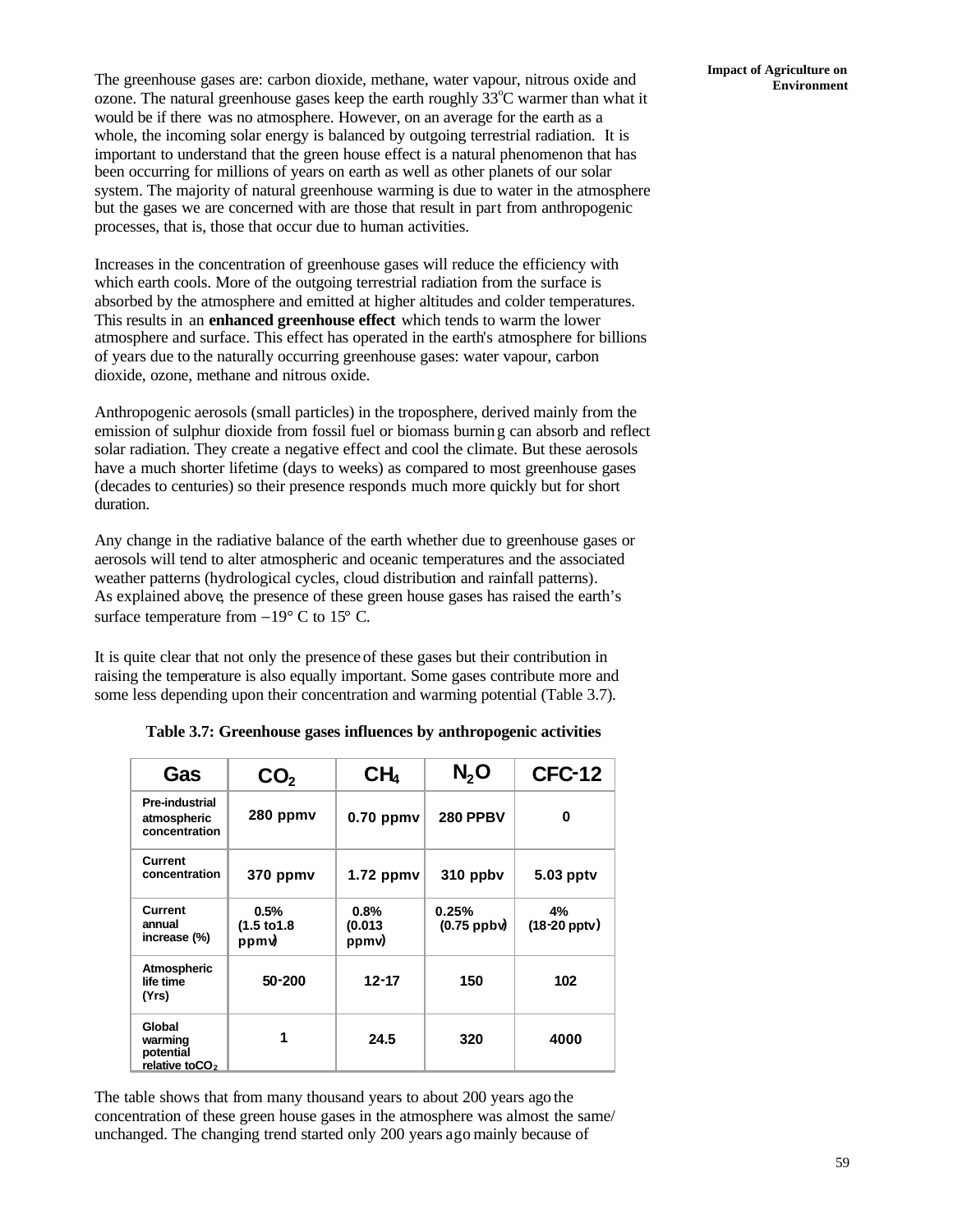The greenhouse gases are: carbon dioxide, methane, water vapour, nitrous oxide and ozone. The natural greenhouse gases keep the earth roughly 33°C warmer than what it would be if there was no atmosphere. However, on an average for the earth as a whole, the incoming solar energy is balanced by outgoing terrestrial radiation. It is important to understand that the green house effect is a natural phenomenon that has been occurring for millions of years on earth as well as other planets of our solar system. The majority of natural greenhouse warming is due to water in the atmosphere but the gases we are concerned with are those that result in part from anthropogenic processes, that is, those that occur due to human activities.

Increases in the concentration of greenhouse gases will reduce the efficiency with which earth cools. More of the outgoing terrestrial radiation from the surface is absorbed by the atmosphere and emitted at higher altitudes and colder temperatures. This results in an **enhanced greenhouse effect** which tends to warm the lower atmosphere and surface. This effect has operated in the earth's atmosphere for billions of years due to the naturally occurring greenhouse gases: water vapour, carbon dioxide, ozone, methane and nitrous oxide.

Anthropogenic aerosols (small particles) in the troposphere, derived mainly from the emission of sulphur dioxide from fossil fuel or biomass burning can absorb and reflect solar radiation. They create a negative effect and cool the climate. But these aerosols have a much shorter lifetime (days to weeks) as compared to most greenhouse gases (decades to centuries) so their presence responds much more quickly but for short duration.

Any change in the radiative balance of the earth whether due to greenhouse gases or aerosols will tend to alter atmospheric and oceanic temperatures and the associated weather patterns (hydrological cycles, cloud distribution and rainfall patterns). As explained above, the presence of these green house gases has raised the earth's surface temperature from −19° C to 15° C.

It is quite clear that not only the presence of these gases but their contribution in raising the temperature is also equally important. Some gases contribute more and some less depending upon their concentration and warming potential (Table 3.7).

**Table 3.7: Greenhouse gases influences by anthropogenic activities**

| Gas | $CO_2$ | $CH_4$ | $N_2O$ | CFC-12 |
|---|---|---|---|---|
| Pre-industrial atmospheric concentration | 280 ppmv | 0.70 ppmv | 280 PPBV | 0 |
| Current concentration | 370 ppmv | 1.72 ppmv | 310 ppbv | 5.03 pptv |
| Current annual increase (%) | 0.5% (1.5 to1.8 ppmv) | 0.8% (0.013 ppmv) | 0.25% (0.75 ppbv) | 4% (18-20 pptv) |
| Atmospheric life time (Yrs) | 50-200 | 12-17 | 150 | 102 |
| Global warming potential relative to $CO_2$ | 1 | 24.5 | 320 | 4000 |

The table shows that from many thousand years to about 200 years ago the concentration of these green house gases in the atmosphere was almost the same/ unchanged. The changing trend started only 200 years ago mainly because of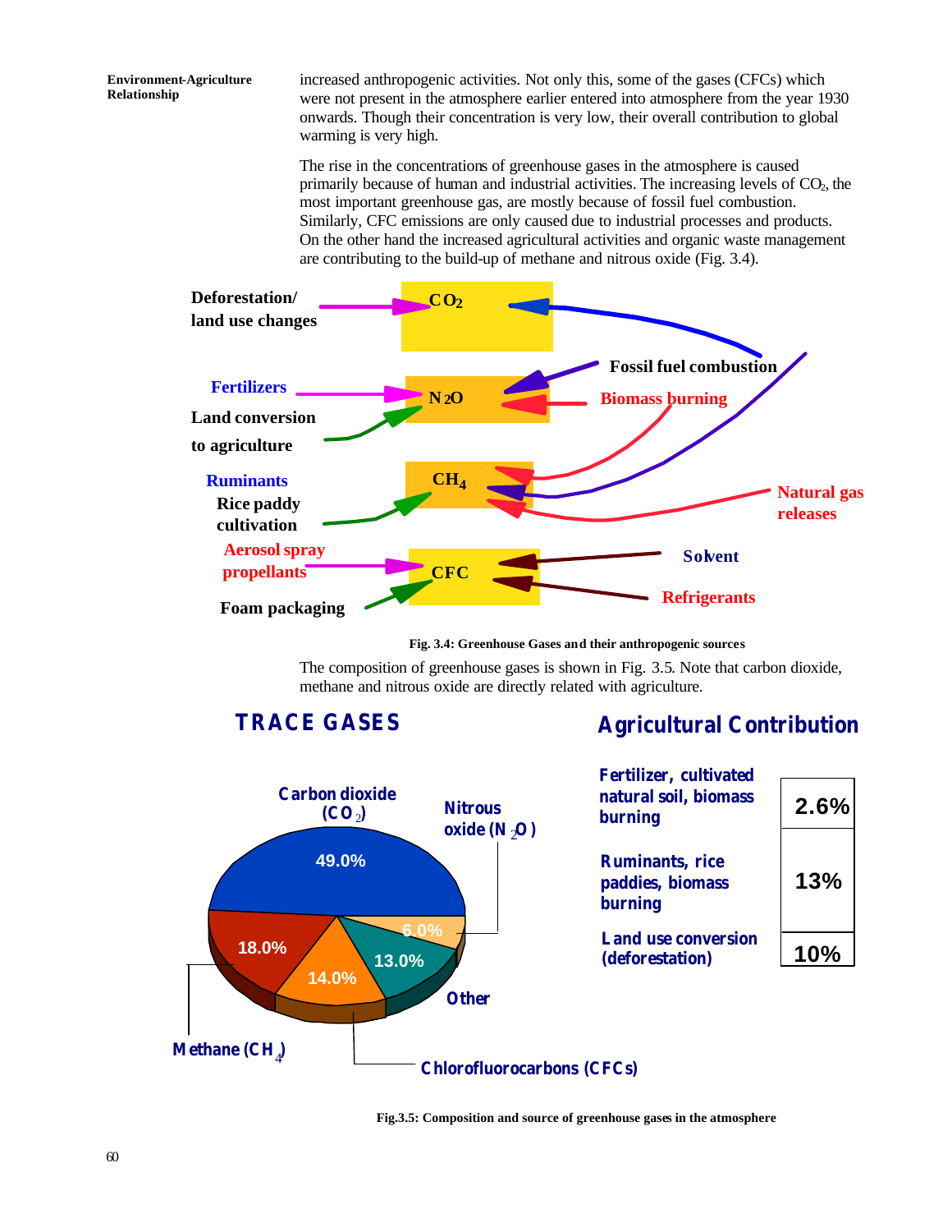increased anthropogenic activities. Not only this, some of the gases (CFCs) which were not present in the atmosphere earlier entered into atmosphere from the year 1930 onwards. Though their concentration is very low, their overall contribution to global warming is very high.

The rise in the concentrations of greenhouse gases in the atmosphere is caused primarily because of human and industrial activities. The increasing levels of $CO_2$, the most important greenhouse gas, are mostly because of fossil fuel combustion. Similarly, CFC emissions are only caused due to industrial processes and products. On the other hand the increased agricultural activities and organic waste management are contributing to the build-up of methane and nitrous oxide (Fig. 3.4).

**Fig. 3.4: Greenhouse Gases and their anthropogenic sources**

The composition of greenhouse gases is shown in Fig. 3.5. Note that carbon dioxide, methane and nitrous oxide are directly related with agriculture.

**Fig.3.5: Composition and source of greenhouse gases in the atmosphere**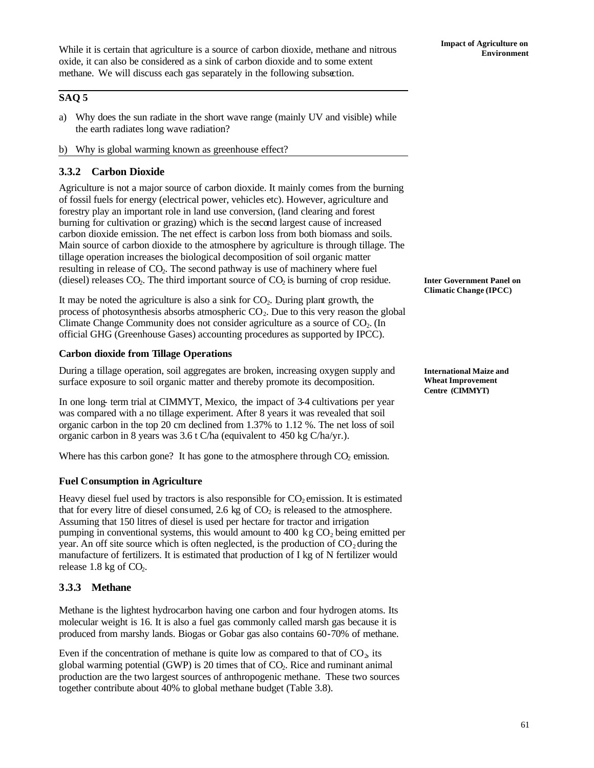While it is certain that agriculture is a source of carbon dioxide, methane and nitrous oxide, it can also be considered as a sink of carbon dioxide and to some extent methane. We will discuss each gas separately in the following subsection.

**SAQ 5**

a) Why does the sun radiate in the short wave range (mainly UV and visible) while the earth radiates long wave radiation?

b) Why is global warming known as greenhouse effect?

### 3.3.2 Carbon Dioxide

Agriculture is not a major source of carbon dioxide. It mainly comes from the burning of fossil fuels for energy (electrical power, vehicles etc). However, agriculture and forestry play an important role in land use conversion, (land clearing and forest burning for cultivation or grazing) which is the second largest cause of increased carbon dioxide emission. The net effect is carbon loss from both biomass and soils. Main source of carbon dioxide to the atmosphere by agriculture is through tillage. The tillage operation increases the biological decomposition of soil organic matter resulting in release of $CO_2$. The second pathway is use of machinery where fuel (diesel) releases $CO_2$. The third important source of $CO_2$ is burning of crop residue.

**Inter Government Panel on Climatic Change (IPCC)**

It may be noted the agriculture is also a sink for $CO_2$. During plant growth, the process of photosynthesis absorbs atmospheric $CO_2$. Due to this very reason the global Climate Change Community does not consider agriculture as a source of $CO_2$. (In official GHG (Greenhouse Gases) accounting procedures as supported by IPCC).

**Carbon dioxide from Tillage Operations**

**International Maize and Wheat Improvement Centre (CIMMYT)**

During a tillage operation, soil aggregates are broken, increasing oxygen supply and surface exposure to soil organic matter and thereby promote its decomposition.

In one long- term trial at CIMMYT, Mexico, the impact of 3-4 cultivations per year was compared with a no tillage experiment. After 8 years it was revealed that soil organic carbon in the top 20 cm declined from 1.37% to 1.12 %. The net loss of soil organic carbon in 8 years was 3.6 t C/ha (equivalent to 450 kg C/ha/yr.).

Where has this carbon gone? It has gone to the atmosphere through $CO_2$ emission.

**Fuel Consumption in Agriculture**

Heavy diesel fuel used by tractors is also responsible for $CO_2$ emission. It is estimated that for every litre of diesel consumed, 2.6 kg of $CO_2$ is released to the atmosphere. Assuming that 150 litres of diesel is used per hectare for tractor and irrigation pumping in conventional systems, this would amount to 400 kg $CO_2$ being emitted per year. An off site source which is often neglected, is the production of $CO_2$ during the manufacture of fertilizers. It is estimated that production of I kg of N fertilizer would release 1.8 kg of $CO_2$.

### 3.3.3 Methane

Methane is the lightest hydrocarbon having one carbon and four hydrogen atoms. Its molecular weight is 16. It is also a fuel gas commonly called marsh gas because it is produced from marshy lands. Biogas or Gobar gas also contains 60-70% of methane.

Even if the concentration of methane is quite low as compared to that of $CO_2$, its global warming potential (GWP) is 20 times that of $CO_2$. Rice and ruminant animal production are the two largest sources of anthropogenic methane. These two sources together contribute about 40% to global methane budget (Table 3.8).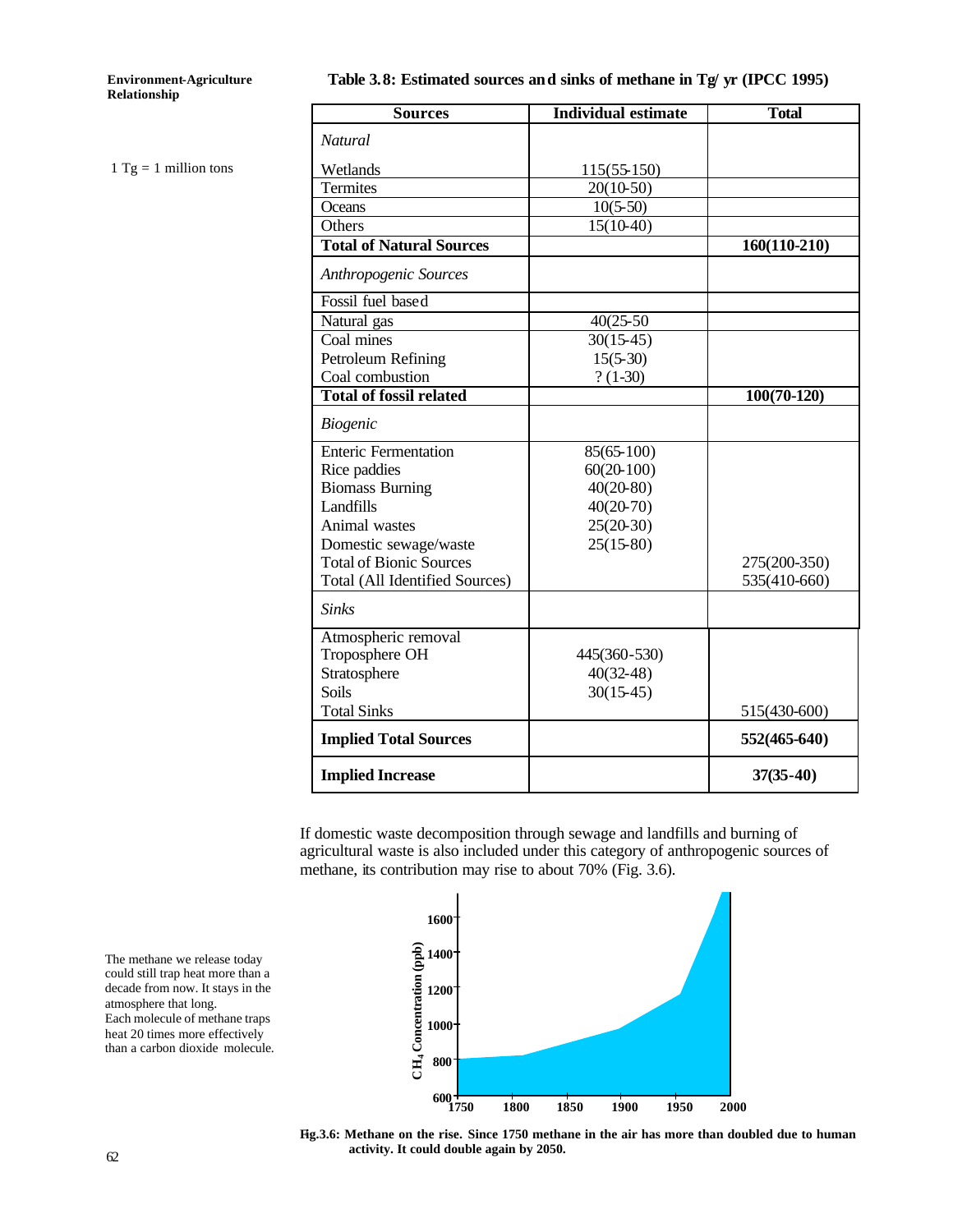1 Tg = 1 million tons

**Table 3.8: Estimated sources and sinks of methane in Tg/ yr (IPCC 1995)**

| Sources | Individual estimate | Total |
|---|---|---|
| *Natural* | | |
| Wetlands | 115(55-150) | |
| Termites | 20(10-50) | |
| Oceans | 10(5-50) | |
| Others | 15(10-40) | |
| **Total of Natural Sources** | | **160(110-210)** |
| *Anthropogenic Sources* | | |
| Fossil fuel based | | |
| Natural gas | 40(25-50 | |
| Coal mines | 30(15-45) | |
| Petroleum Refining | 15(5-30) | |
| Coal combustion | ? (1-30) | |
| **Total of fossil related** | | **100(70-120)** |
| *Biogenic* | | |
| Enteric Fermentation | 85(65-100) | |
| Rice paddies | 60(20-100) | |
| Biomass Burning | 40(20-80) | |
| Landfills | 40(20-70) | |
| Animal wastes | 25(20-30) | |
| Domestic sewage/waste | 25(15-80) | |
| Total of Bionic Sources | | 275(200-350) |
| Total (All Identified Sources) | | 535(410-660) |
| *Sinks* | | |
| Atmospheric removal | | |
| Troposphere OH | 445(360-530) | |
| Stratosphere | 40(32-48) | |
| Soils | 30(15-45) | |
| Total Sinks | | 515(430-600) |
| **Implied Total Sources** | | **552(465-640)** |
| **Implied Increase** | | **37(35-40)** |

If domestic waste decomposition through sewage and landfills and burning of agricultural waste is also included under this category of anthropogenic sources of methane, its contribution may rise to about 70% (Fig. 3.6).

The methane we release today could still trap heat more than a decade from now. It stays in the atmosphere that long. Each molecule of methane traps heat 20 times more effectively than a carbon dioxide molecule.

**Fig.3.6: Methane on the rise. Since 1750 methane in the air has more than doubled due to human activity. It could double again by 2050.**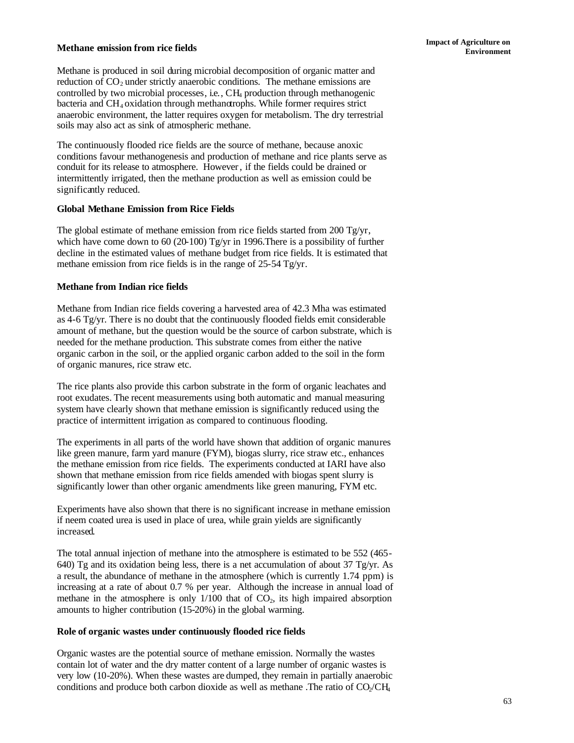### Methane emission from rice fields

Methane is produced in soil during microbial decomposition of organic matter and reduction of $CO_2$ under strictly anaerobic conditions. The methane emissions are controlled by two microbial processes, i.e., $CH_4$ production through methanogenic bacteria and $CH_4$ oxidation through methanotrophs. While former requires strict anaerobic environment, the latter requires oxygen for metabolism. The dry terrestrial soils may also act as sink of atmospheric methane.

The continuously flooded rice fields are the source of methane, because anoxic conditions favour methanogenesis and production of methane and rice plants serve as conduit for its release to atmosphere. However, if the fields could be drained or intermittently irrigated, then the methane production as well as emission could be significantly reduced.

### Global Methane Emission from Rice Fields

The global estimate of methane emission from rice fields started from 200 Tg/yr, which have come down to 60 (20-100) Tg/yr in 1996.There is a possibility of further decline in the estimated values of methane budget from rice fields. It is estimated that methane emission from rice fields is in the range of 25-54 Tg/yr.

### Methane from Indian rice fields

Methane from Indian rice fields covering a harvested area of 42.3 Mha was estimated as 4-6 Tg/yr. There is no doubt that the continuously flooded fields emit considerable amount of methane, but the question would be the source of carbon substrate, which is needed for the methane production. This substrate comes from either the native organic carbon in the soil, or the applied organic carbon added to the soil in the form of organic manures, rice straw etc.

The rice plants also provide this carbon substrate in the form of organic leachates and root exudates. The recent measurements using both automatic and manual measuring system have clearly shown that methane emission is significantly reduced using the practice of intermittent irrigation as compared to continuous flooding.

The experiments in all parts of the world have shown that addition of organic manures like green manure, farm yard manure (FYM), biogas slurry, rice straw etc., enhances the methane emission from rice fields. The experiments conducted at IARI have also shown that methane emission from rice fields amended with biogas spent slurry is significantly lower than other organic amendments like green manuring, FYM etc.

Experiments have also shown that there is no significant increase in methane emission if neem coated urea is used in place of urea, while grain yields are significantly increased.

The total annual injection of methane into the atmosphere is estimated to be 552 (465-640) Tg and its oxidation being less, there is a net accumulation of about 37 Tg/yr. As a result, the abundance of methane in the atmosphere (which is currently 1.74 ppm) is increasing at a rate of about 0.7 % per year. Although the increase in annual load of methane in the atmosphere is only 1/100 that of $CO_2$, its high impaired absorption amounts to higher contribution (15-20%) in the global warming.

### Role of organic wastes under continuously flooded rice fields

Organic wastes are the potential source of methane emission. Normally the wastes contain lot of water and the dry matter content of a large number of organic wastes is very low (10-20%). When these wastes are dumped, they remain in partially anaerobic conditions and produce both carbon dioxide as well as methane .The ratio of $CO_2/CH_4$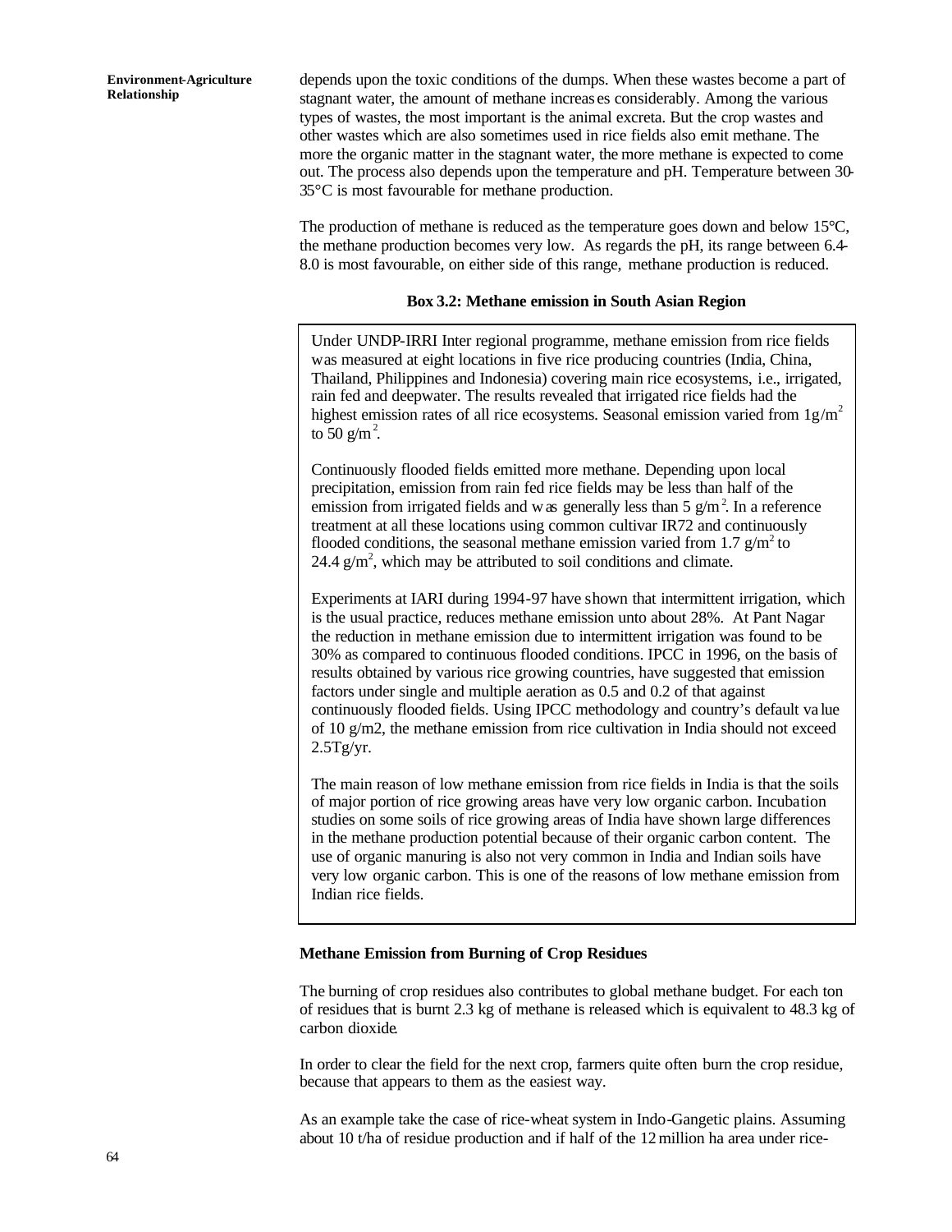depends upon the toxic conditions of the dumps. When these wastes become a part of stagnant water, the amount of methane increases considerably. Among the various types of wastes, the most important is the animal excreta. But the crop wastes and other wastes which are also sometimes used in rice fields also emit methane. The more the organic matter in the stagnant water, the more methane is expected to come out. The process also depends upon the temperature and pH. Temperature between 30-35°C is most favourable for methane production.

The production of methane is reduced as the temperature goes down and below 15°C, the methane production becomes very low. As regards the pH, its range between 6.4-8.0 is most favourable, on either side of this range, methane production is reduced.

**Box 3.2: Methane emission in South Asian Region**

Under UNDP-IRRI Inter regional programme, methane emission from rice fields was measured at eight locations in five rice producing countries (India, China, Thailand, Philippines and Indonesia) covering main rice ecosystems, i.e., irrigated, rain fed and deepwater. The results revealed that irrigated rice fields had the highest emission rates of all rice ecosystems. Seasonal emission varied from $1 g/m^2$ to $50 g/m^2$.

Continuously flooded fields emitted more methane. Depending upon local precipitation, emission from rain fed rice fields may be less than half of the emission from irrigated fields and was generally less than $5 g/m^2$. In a reference treatment at all these locations using common cultivar IR72 and continuously flooded conditions, the seasonal methane emission varied from $1.7 g/m^2$ to $24.4 g/m^2$, which may be attributed to soil conditions and climate.

Experiments at IARI during 1994-97 have shown that intermittent irrigation, which is the usual practice, reduces methane emission unto about 28%. At Pant Nagar the reduction in methane emission due to intermittent irrigation was found to be 30% as compared to continuous flooded conditions. IPCC in 1996, on the basis of results obtained by various rice growing countries, have suggested that emission factors under single and multiple aeration as 0.5 and 0.2 of that against continuously flooded fields. Using IPCC methodology and country's default value of 10 g/m2, the methane emission from rice cultivation in India should not exceed 2.5Tg/yr.

The main reason of low methane emission from rice fields in India is that the soils of major portion of rice growing areas have very low organic carbon. Incubation studies on some soils of rice growing areas of India have shown large differences in the methane production potential because of their organic carbon content. The use of organic manuring is also not very common in India and Indian soils have very low organic carbon. This is one of the reasons of low methane emission from Indian rice fields.

### Methane Emission from Burning of Crop Residues

The burning of crop residues also contributes to global methane budget. For each ton of residues that is burnt 2.3 kg of methane is released which is equivalent to 48.3 kg of carbon dioxide.

In order to clear the field for the next crop, farmers quite often burn the crop residue, because that appears to them as the easiest way.

As an example take the case of rice-wheat system in Indo-Gangetic plains. Assuming about 10 t/ha of residue production and if half of the 12 million ha area under rice-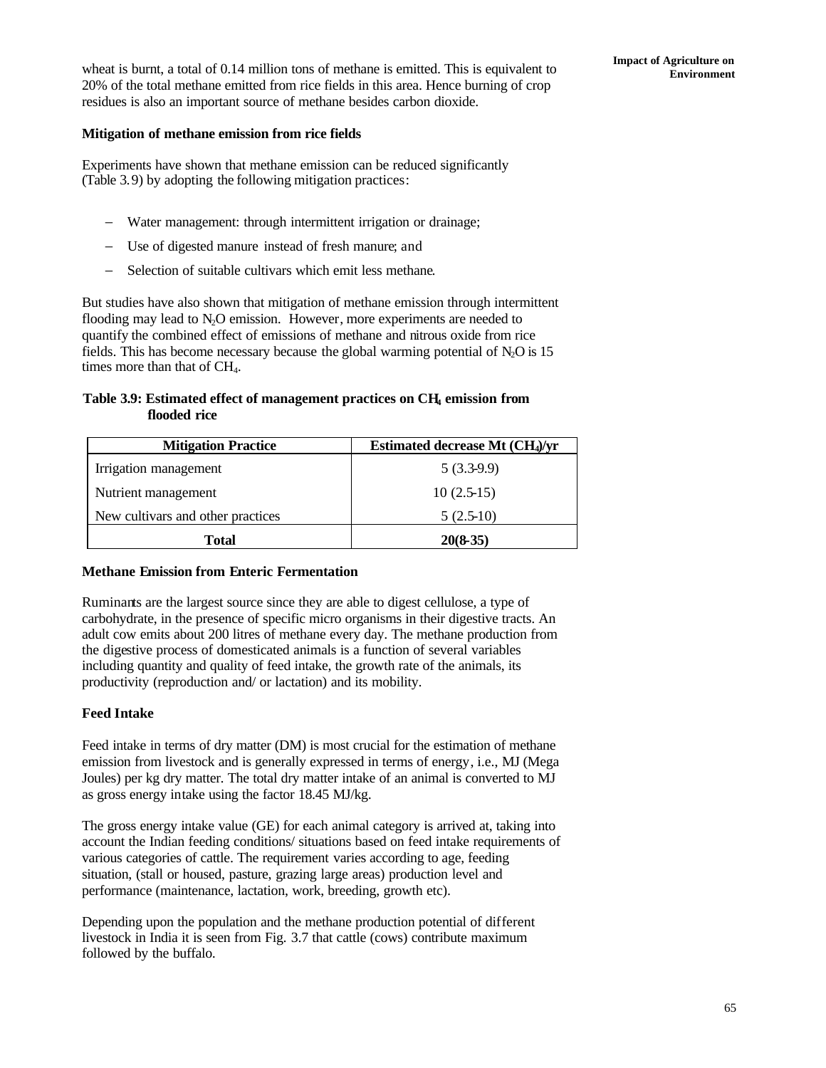wheat is burnt, a total of 0.14 million tons of methane is emitted. This is equivalent to 20% of the total methane emitted from rice fields in this area. Hence burning of crop residues is also an important source of methane besides carbon dioxide.

### Mitigation of methane emission from rice fields

Experiments have shown that methane emission can be reduced significantly (Table 3.9) by adopting the following mitigation practices:

- Water management: through intermittent irrigation or drainage;
- Use of digested manure instead of fresh manure; and
- Selection of suitable cultivars which emit less methane.

But studies have also shown that mitigation of methane emission through intermittent flooding may lead to $N_2O$ emission. However, more experiments are needed to quantify the combined effect of emissions of methane and nitrous oxide from rice fields. This has become necessary because the global warming potential of $N_2O$ is 15 times more than that of $CH_4$.

**Table 3.9: Estimated effect of management practices on $CH_4$ emission from flooded rice**

| Mitigation Practice | Estimated decrease Mt ($CH_4$)/yr |
|---|---|
| Irrigation management | 5 (3.3-9.9) |
| Nutrient management | 10 (2.5-15) |
| New cultivars and other practices | 5 (2.5-10) |
| **Total** | **20(8-35)** |

### Methane Emission from Enteric Fermentation

Ruminants are the largest source since they are able to digest cellulose, a type of carbohydrate, in the presence of specific micro organisms in their digestive tracts. An adult cow emits about 200 litres of methane every day. The methane production from the digestive process of domesticated animals is a function of several variables including quantity and quality of feed intake, the growth rate of the animals, its productivity (reproduction and/ or lactation) and its mobility.

### Feed Intake

Feed intake in terms of dry matter (DM) is most crucial for the estimation of methane emission from livestock and is generally expressed in terms of energy, i.e., MJ (Mega Joules) per kg dry matter. The total dry matter intake of an animal is converted to MJ as gross energy intake using the factor 18.45 MJ/kg.

The gross energy intake value (GE) for each animal category is arrived at, taking into account the Indian feeding conditions/ situations based on feed intake requirements of various categories of cattle. The requirement varies according to age, feeding situation, (stall or housed, pasture, grazing large areas) production level and performance (maintenance, lactation, work, breeding, growth etc).

Depending upon the population and the methane production potential of different livestock in India it is seen from Fig. 3.7 that cattle (cows) contribute maximum followed by the buffalo.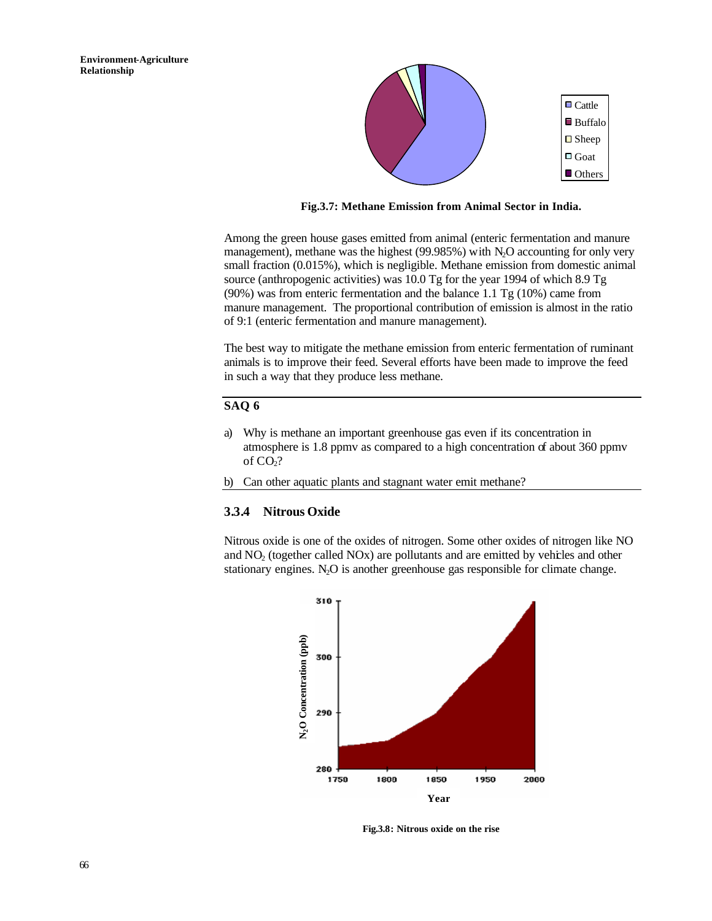Fig.3.7: Methane Emission from Animal Sector in India.

Among the green house gases emitted from animal (enteric fermentation and manure management), methane was the highest (99.985%) with $N_2O$ accounting for only very small fraction (0.015%), which is negligible. Methane emission from domestic animal source (anthropogenic activities) was 10.0 Tg for the year 1994 of which 8.9 Tg (90%) was from enteric fermentation and the balance 1.1 Tg (10%) came from manure management. The proportional contribution of emission is almost in the ratio of 9:1 (enteric fermentation and manure management).

The best way to mitigate the methane emission from enteric fermentation of ruminant animals is to improve their feed. Several efforts have been made to improve the feed in such a way that they produce less methane.

**SAQ 6**

a) Why is methane an important greenhouse gas even if its concentration in atmosphere is 1.8 ppmv as compared to a high concentration of about 360 ppmv of $CO_2$?

b) Can other aquatic plants and stagnant water emit methane?

### 3.3.4 Nitrous Oxide

Nitrous oxide is one of the oxides of nitrogen. Some other oxides of nitrogen like NO and $NO_2$ (together called NOx) are pollutants and are emitted by vehicles and other stationary engines. $N_2O$ is another greenhouse gas responsible for climate change.

Fig.3.8: Nitrous oxide on the rise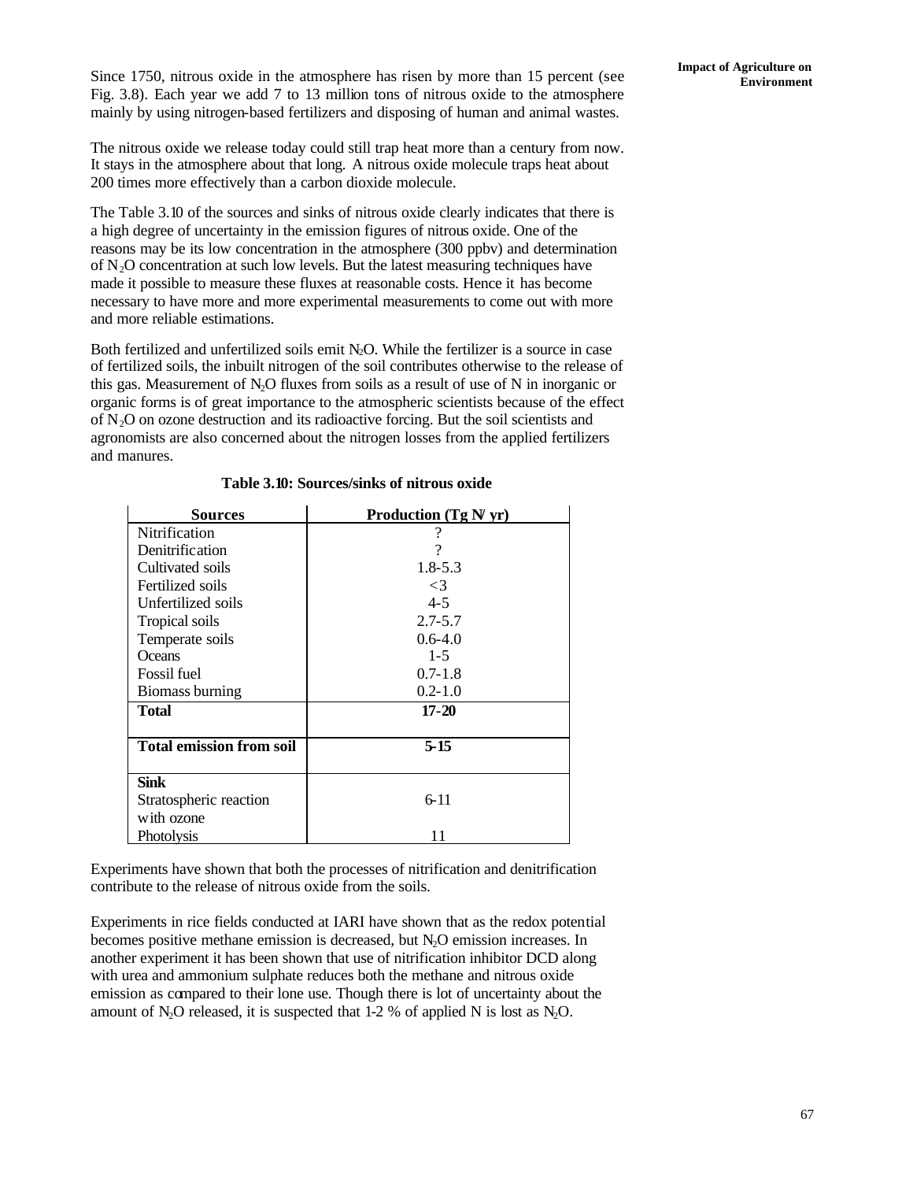Since 1750, nitrous oxide in the atmosphere has risen by more than 15 percent (see Fig. 3.8). Each year we add 7 to 13 million tons of nitrous oxide to the atmosphere mainly by using nitrogen-based fertilizers and disposing of human and animal wastes.

The nitrous oxide we release today could still trap heat more than a century from now. It stays in the atmosphere about that long. A nitrous oxide molecule traps heat about 200 times more effectively than a carbon dioxide molecule.

The Table 3.10 of the sources and sinks of nitrous oxide clearly indicates that there is a high degree of uncertainty in the emission figures of nitrous oxide. One of the reasons may be its low concentration in the atmosphere (300 ppbv) and determination of $N_2O$ concentration at such low levels. But the latest measuring techniques have made it possible to measure these fluxes at reasonable costs. Hence it has become necessary to have more and more experimental measurements to come out with more and more reliable estimations.

Both fertilized and unfertilized soils emit $N_2O$. While the fertilizer is a source in case of fertilized soils, the inbuilt nitrogen of the soil contributes otherwise to the release of this gas. Measurement of $N_2O$ fluxes from soils as a result of use of N in inorganic or organic forms is of great importance to the atmospheric scientists because of the effect of $N_2O$ on ozone destruction and its radioactive forcing. But the soil scientists and agronomists are also concerned about the nitrogen losses from the applied fertilizers and manures.

**Table 3.10: Sources/sinks of nitrous oxide**

| Sources | Production (Tg N/ yr) |
|---|---|
| Nitrification | ? |
| Denitrification | ? |
| Cultivated soils | 1.8-5.3 |
| Fertilized soils | <3 |
| Unfertilized soils | 4-5 |
| Tropical soils | 2.7-5.7 |
| Temperate soils | 0.6-4.0 |
| Oceans | 1-5 |
| Fossil fuel | 0.7-1.8 |
| Biomass burning | 0.2-1.0 |
| **Total** | **17-20** |
| **Total emission from soil** | **5-15** |
| **Sink** | |
| Stratospheric reaction with ozone | 6-11 |
| Photolysis | 11 |

Experiments have shown that both the processes of nitrification and denitrification contribute to the release of nitrous oxide from the soils.

Experiments in rice fields conducted at IARI have shown that as the redox potential becomes positive methane emission is decreased, but $N_2O$ emission increases. In another experiment it has been shown that use of nitrification inhibitor DCD along with urea and ammonium sulphate reduces both the methane and nitrous oxide emission as compared to their lone use. Though there is lot of uncertainty about the amount of $N_2O$ released, it is suspected that 1-2 % of applied N is lost as $N_2O$.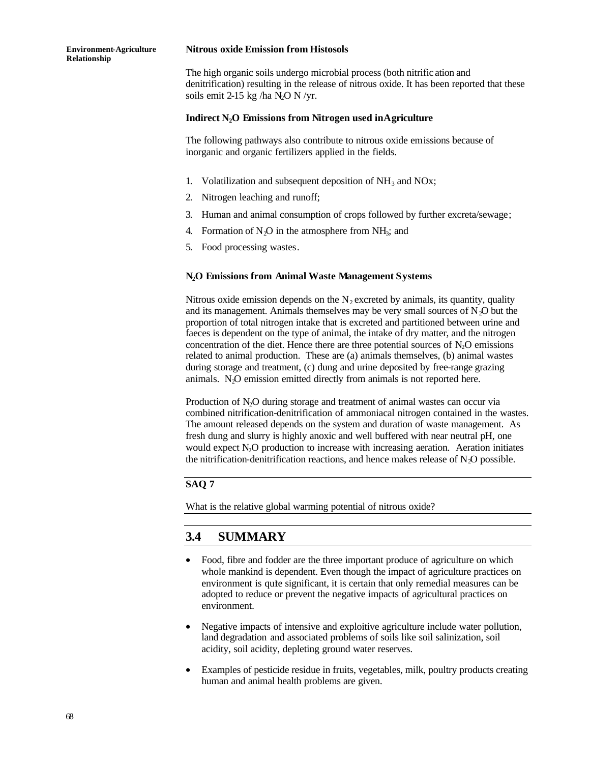### Nitrous oxide Emission from Histosols

The high organic soils undergo microbial process (both nitrification and denitrification) resulting in the release of nitrous oxide. It has been reported that these soils emit 2-15 kg /ha $N_2O$ N /yr.

### Indirect $N_2O$ Emissions from Nitrogen used in Agriculture

The following pathways also contribute to nitrous oxide emissions because of inorganic and organic fertilizers applied in the fields.

1. Volatilization and subsequent deposition of $NH_3$ and NOx;
2. Nitrogen leaching and runoff;
3. Human and animal consumption of crops followed by further excreta/sewage;
4. Formation of $N_2O$ in the atmosphere from $NH_3$; and
5. Food processing wastes.

### $N_2O$ Emissions from Animal Waste Management Systems

Nitrous oxide emission depends on the $N_2$ excreted by animals, its quantity, quality and its management. Animals themselves may be very small sources of $N_2O$ but the proportion of total nitrogen intake that is excreted and partitioned between urine and faeces is dependent on the type of animal, the intake of dry matter, and the nitrogen concentration of the diet. Hence there are three potential sources of $N_2O$ emissions related to animal production. These are (a) animals themselves, (b) animal wastes during storage and treatment, (c) dung and urine deposited by free-range grazing animals. $N_2O$ emission emitted directly from animals is not reported here.

Production of $N_2O$ during storage and treatment of animal wastes can occur via combined nitrification-denitrification of ammoniacal nitrogen contained in the wastes. The amount released depends on the system and duration of waste management. As fresh dung and slurry is highly anoxic and well buffered with near neutral pH, one would expect $N_2O$ production to increase with increasing aeration. Aeration initiates the nitrification-denitrification reactions, and hence makes release of $N_2O$ possible.

**SAQ 7**

What is the relative global warming potential of nitrous oxide?

## 3.4 SUMMARY

- Food, fibre and fodder are the three important produce of agriculture on which whole mankind is dependent. Even though the impact of agriculture practices on environment is quite significant, it is certain that only remedial measures can be adopted to reduce or prevent the negative impacts of agricultural practices on environment.
- Negative impacts of intensive and exploitive agriculture include water pollution, land degradation and associated problems of soils like soil salinization, soil acidity, soil acidity, depleting ground water reserves.
- Examples of pesticide residue in fruits, vegetables, milk, poultry products creating human and animal health problems are given.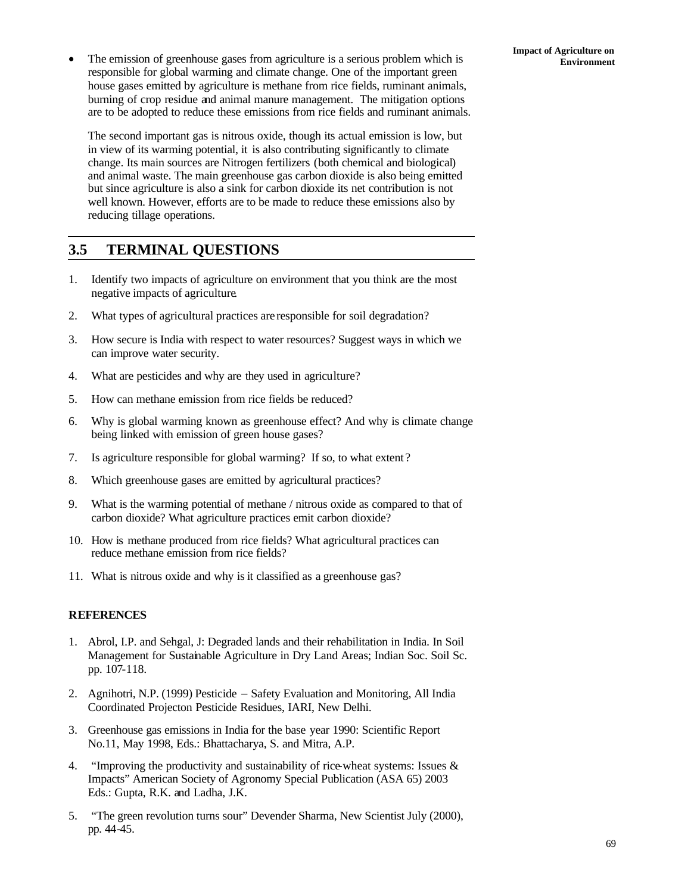- The emission of greenhouse gases from agriculture is a serious problem which is responsible for global warming and climate change. One of the important green house gases emitted by agriculture is methane from rice fields, ruminant animals, burning of crop residue and animal manure management. The mitigation options are to be adopted to reduce these emissions from rice fields and ruminant animals.

  The second important gas is nitrous oxide, though its actual emission is low, but in view of its warming potential, it is also contributing significantly to climate change. Its main sources are Nitrogen fertilizers (both chemical and biological) and animal waste. The main greenhouse gas carbon dioxide is also being emitted but since agriculture is also a sink for carbon dioxide its net contribution is not well known. However, efforts are to be made to reduce these emissions also by reducing tillage operations.

## 3.5 TERMINAL QUESTIONS

1. Identify two impacts of agriculture on environment that you think are the most negative impacts of agriculture.
2. What types of agricultural practices are responsible for soil degradation?
3. How secure is India with respect to water resources? Suggest ways in which we can improve water security.
4. What are pesticides and why are they used in agriculture?
5. How can methane emission from rice fields be reduced?
6. Why is global warming known as greenhouse effect? And why is climate change being linked with emission of green house gases?
7. Is agriculture responsible for global warming? If so, to what extent?
8. Which greenhouse gases are emitted by agricultural practices?
9. What is the warming potential of methane / nitrous oxide as compared to that of carbon dioxide? What agriculture practices emit carbon dioxide?
10. How is methane produced from rice fields? What agricultural practices can reduce methane emission from rice fields?
11. What is nitrous oxide and why is it classified as a greenhouse gas?

### REFERENCES

1. Abrol, I.P. and Sehgal, J: Degraded lands and their rehabilitation in India. In Soil Management for Sustainable Agriculture in Dry Land Areas; Indian Soc. Soil Sc. pp. 107-118.
2. Agnihotri, N.P. (1999) Pesticide – Safety Evaluation and Monitoring, All India Coordinated Projecton Pesticide Residues, IARI, New Delhi.
3. Greenhouse gas emissions in India for the base year 1990: Scientific Report No.11, May 1998, Eds.: Bhattacharya, S. and Mitra, A.P.
4. "Improving the productivity and sustainability of rice-wheat systems: Issues & Impacts" American Society of Agronomy Special Publication (ASA 65) 2003 Eds.: Gupta, R.K. and Ladha, J.K.
5. "The green revolution turns sour" Devender Sharma, New Scientist July (2000), pp. 44-45.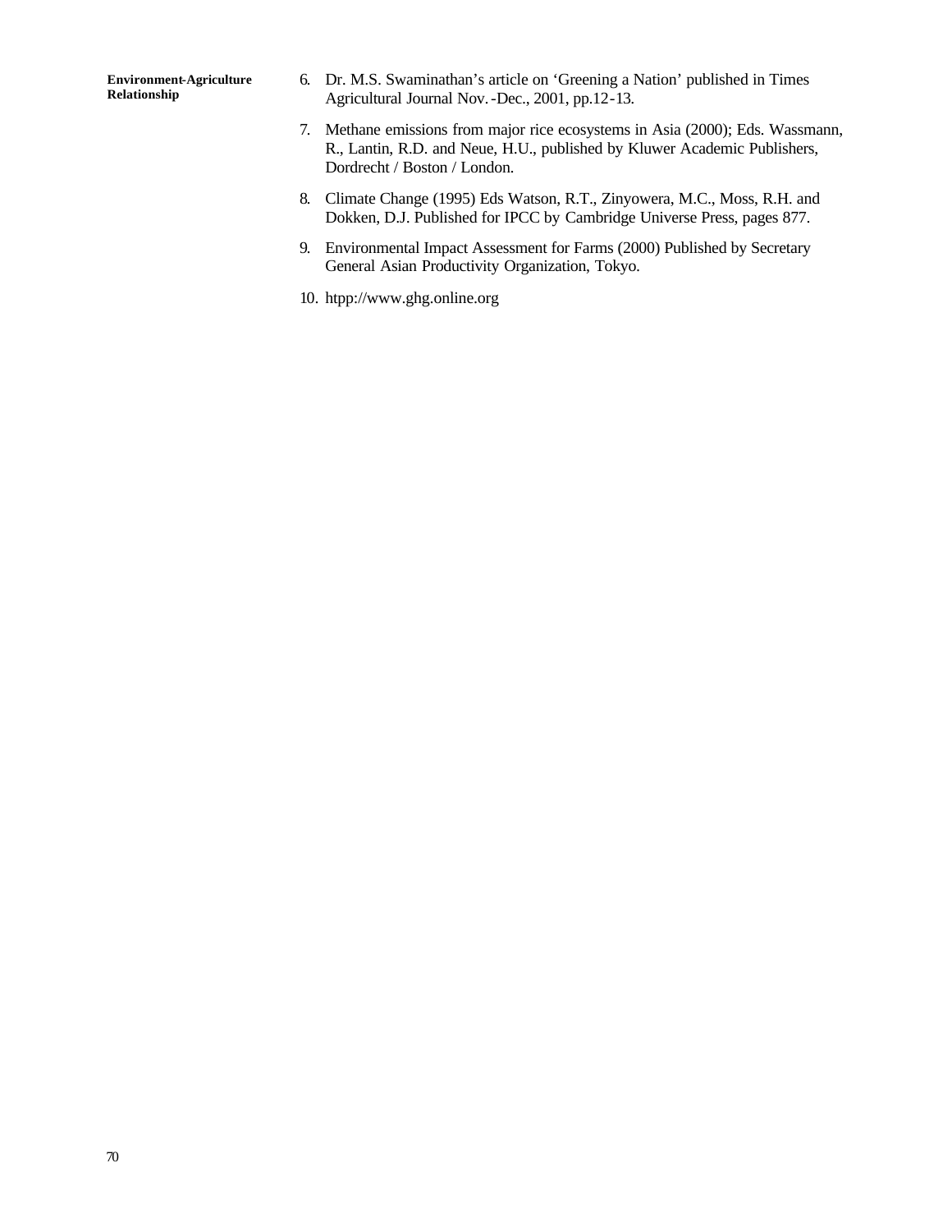6. Dr. M.S. Swaminathan's article on 'Greening a Nation' published in Times Agricultural Journal Nov.-Dec., 2001, pp.12-13.

7. Methane emissions from major rice ecosystems in Asia (2000); Eds. Wassmann, R., Lantin, R.D. and Neue, H.U., published by Kluwer Academic Publishers, Dordrecht / Boston / London.

8. Climate Change (1995) Eds Watson, R.T., Zinyowera, M.C., Moss, R.H. and Dokken, D.J. Published for IPCC by Cambridge Universe Press, pages 877.

9. Environmental Impact Assessment for Farms (2000) Published by Secretary General Asian Productivity Organization, Tokyo.

10. htpp://www.ghg.online.org